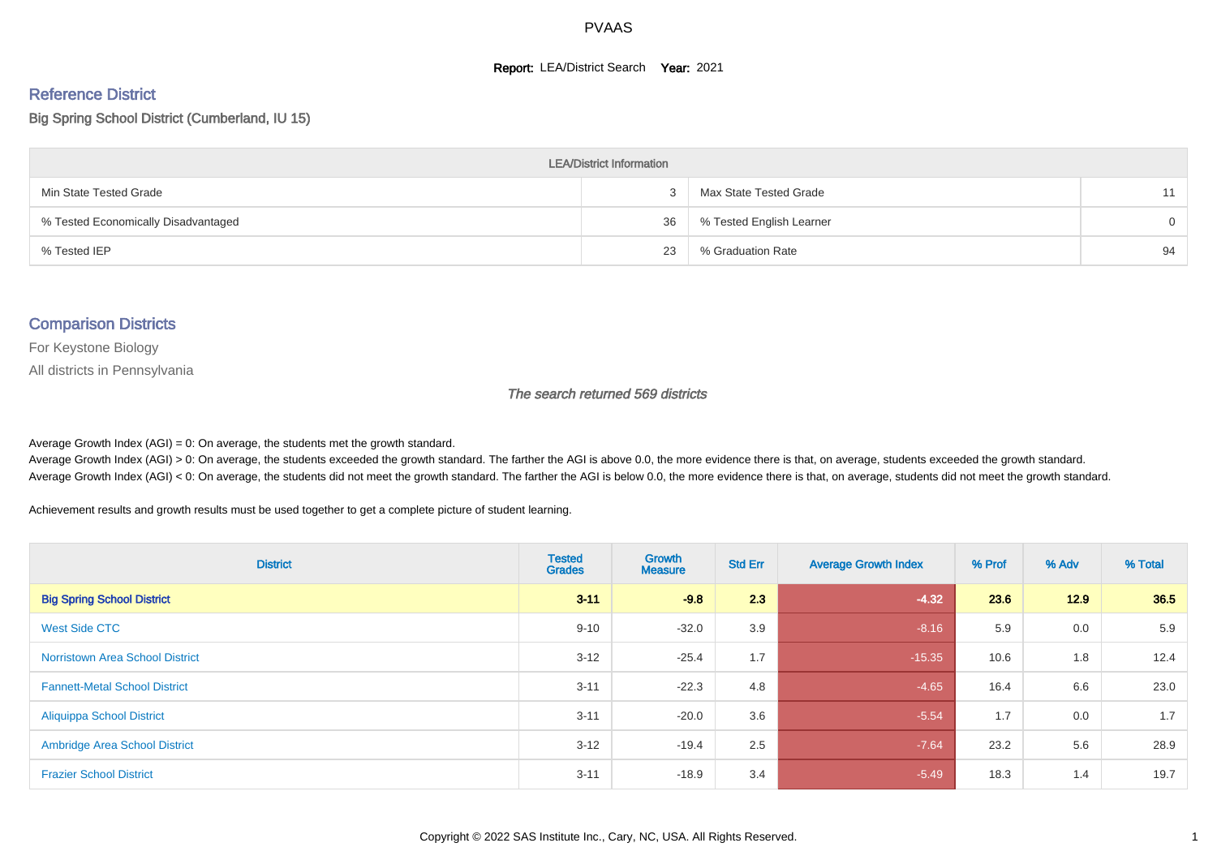# PVAAS

**Report:** LEA/District Search **Year:** 2021

## Reference District

Big Spring School District (Cumberland, IU 15)

| LEA/District Information | | | |
|---|---|---|---|
| Min State Tested Grade | 3 | Max State Tested Grade | 11 |
| % Tested Economically Disadvantaged | 36 | % Tested English Learner | 0 |
| % Tested IEP | 23 | % Graduation Rate | 94 |

## Comparison Districts

For Keystone Biology

All districts in Pennsylvania

*The search returned 569 districts*

Average Growth Index (AGI) = 0: On average, the students met the growth standard.
Average Growth Index (AGI) > 0: On average, the students exceeded the growth standard. The farther the AGI is above 0.0, the more evidence there is that, on average, students exceeded the growth standard.
Average Growth Index (AGI) < 0: On average, the students did not meet the growth standard. The farther the AGI is below 0.0, the more evidence there is that, on average, students did not meet the growth standard.

Achievement results and growth results must be used together to get a complete picture of student learning.

| District | Tested Grades | Growth Measure | Std Err | Average Growth Index | % Prof | % Adv | % Total |
|---|---|---|---|---|---|---|---|
| **Big Spring School District** | **3-11** | **-9.8** | **2.3** | **-4.32** | **23.6** | **12.9** | **36.5** |
| West Side CTC | 9-10 | -32.0 | 3.9 | -8.16 | 5.9 | 0.0 | 5.9 |
| Norristown Area School District | 3-12 | -25.4 | 1.7 | -15.35 | 10.6 | 1.8 | 12.4 |
| Fannett-Metal School District | 3-11 | -22.3 | 4.8 | -4.65 | 16.4 | 6.6 | 23.0 |
| Aliquippa School District | 3-11 | -20.0 | 3.6 | -5.54 | 1.7 | 0.0 | 1.7 |
| Ambridge Area School District | 3-12 | -19.4 | 2.5 | -7.64 | 23.2 | 5.6 | 28.9 |
| Frazier School District | 3-11 | -18.9 | 3.4 | -5.49 | 18.3 | 1.4 | 19.7 |

Copyright © 2022 SAS Institute Inc., Cary, NC, USA. All Rights Reserved.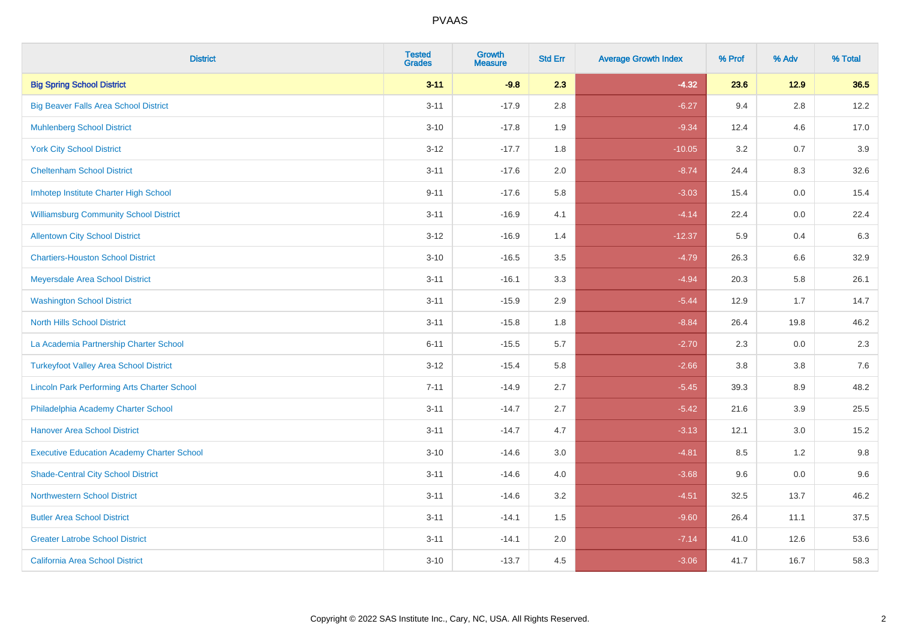| District | Tested Grades | Growth Measure | Std Err | Average Growth Index | % Prof | % Adv | % Total |
|---|---|---|---|---|---|---|---|
| **Big Spring School District** | **3-11** | **-9.8** | **2.3** | **-4.32** | **23.6** | **12.9** | **36.5** |
| Big Beaver Falls Area School District | 3-11 | -17.9 | 2.8 | -6.27 | 9.4 | 2.8 | 12.2 |
| Muhlenberg School District | 3-10 | -17.8 | 1.9 | -9.34 | 12.4 | 4.6 | 17.0 |
| York City School District | 3-12 | -17.7 | 1.8 | -10.05 | 3.2 | 0.7 | 3.9 |
| Cheltenham School District | 3-11 | -17.6 | 2.0 | -8.74 | 24.4 | 8.3 | 32.6 |
| Imhotep Institute Charter High School | 9-11 | -17.6 | 5.8 | -3.03 | 15.4 | 0.0 | 15.4 |
| Williamsburg Community School District | 3-11 | -16.9 | 4.1 | -4.14 | 22.4 | 0.0 | 22.4 |
| Allentown City School District | 3-12 | -16.9 | 1.4 | -12.37 | 5.9 | 0.4 | 6.3 |
| Chartiers-Houston School District | 3-10 | -16.5 | 3.5 | -4.79 | 26.3 | 6.6 | 32.9 |
| Meyersdale Area School District | 3-11 | -16.1 | 3.3 | -4.94 | 20.3 | 5.8 | 26.1 |
| Washington School District | 3-11 | -15.9 | 2.9 | -5.44 | 12.9 | 1.7 | 14.7 |
| North Hills School District | 3-11 | -15.8 | 1.8 | -8.84 | 26.4 | 19.8 | 46.2 |
| La Academia Partnership Charter School | 6-11 | -15.5 | 5.7 | -2.70 | 2.3 | 0.0 | 2.3 |
| Turkeyfoot Valley Area School District | 3-12 | -15.4 | 5.8 | -2.66 | 3.8 | 3.8 | 7.6 |
| Lincoln Park Performing Arts Charter School | 7-11 | -14.9 | 2.7 | -5.45 | 39.3 | 8.9 | 48.2 |
| Philadelphia Academy Charter School | 3-11 | -14.7 | 2.7 | -5.42 | 21.6 | 3.9 | 25.5 |
| Hanover Area School District | 3-11 | -14.7 | 4.7 | -3.13 | 12.1 | 3.0 | 15.2 |
| Executive Education Academy Charter School | 3-10 | -14.6 | 3.0 | -4.81 | 8.5 | 1.2 | 9.8 |
| Shade-Central City School District | 3-11 | -14.6 | 4.0 | -3.68 | 9.6 | 0.0 | 9.6 |
| Northwestern School District | 3-11 | -14.6 | 3.2 | -4.51 | 32.5 | 13.7 | 46.2 |
| Butler Area School District | 3-11 | -14.1 | 1.5 | -9.60 | 26.4 | 11.1 | 37.5 |
| Greater Latrobe School District | 3-11 | -14.1 | 2.0 | -7.14 | 41.0 | 12.6 | 53.6 |
| California Area School District | 3-10 | -13.7 | 4.5 | -3.06 | 41.7 | 16.7 | 58.3 |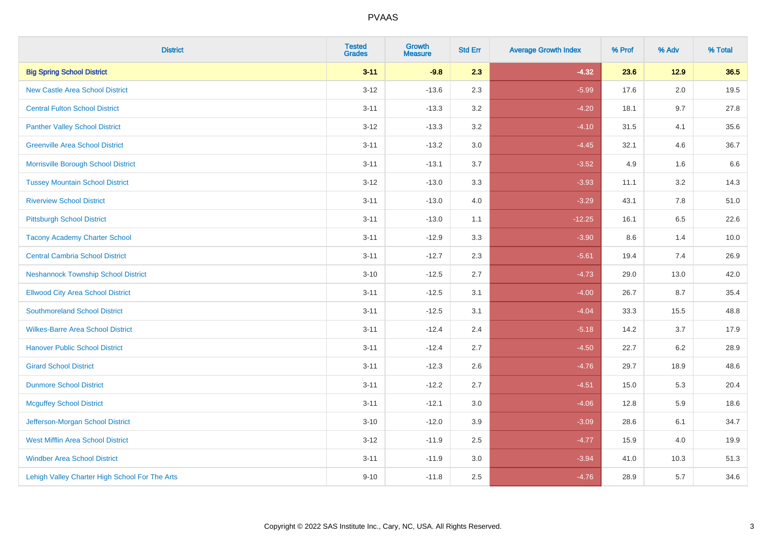PVAAS

| District | Tested Grades | Growth Measure | Std Err | Average Growth Index | % Prof | % Adv | % Total |
|---|---|---|---|---|---|---|---|
| **Big Spring School District** | **3-11** | **-9.8** | **2.3** | **-4.32** | **23.6** | **12.9** | **36.5** |
| New Castle Area School District | 3-12 | -13.6 | 2.3 | -5.99 | 17.6 | 2.0 | 19.5 |
| Central Fulton School District | 3-11 | -13.3 | 3.2 | -4.20 | 18.1 | 9.7 | 27.8 |
| Panther Valley School District | 3-12 | -13.3 | 3.2 | -4.10 | 31.5 | 4.1 | 35.6 |
| Greenville Area School District | 3-11 | -13.2 | 3.0 | -4.45 | 32.1 | 4.6 | 36.7 |
| Morrisville Borough School District | 3-11 | -13.1 | 3.7 | -3.52 | 4.9 | 1.6 | 6.6 |
| Tussey Mountain School District | 3-12 | -13.0 | 3.3 | -3.93 | 11.1 | 3.2 | 14.3 |
| Riverview School District | 3-11 | -13.0 | 4.0 | -3.29 | 43.1 | 7.8 | 51.0 |
| Pittsburgh School District | 3-11 | -13.0 | 1.1 | -12.25 | 16.1 | 6.5 | 22.6 |
| Tacony Academy Charter School | 3-11 | -12.9 | 3.3 | -3.90 | 8.6 | 1.4 | 10.0 |
| Central Cambria School District | 3-11 | -12.7 | 2.3 | -5.61 | 19.4 | 7.4 | 26.9 |
| Neshannock Township School District | 3-10 | -12.5 | 2.7 | -4.73 | 29.0 | 13.0 | 42.0 |
| Ellwood City Area School District | 3-11 | -12.5 | 3.1 | -4.00 | 26.7 | 8.7 | 35.4 |
| Southmoreland School District | 3-11 | -12.5 | 3.1 | -4.04 | 33.3 | 15.5 | 48.8 |
| Wilkes-Barre Area School District | 3-11 | -12.4 | 2.4 | -5.18 | 14.2 | 3.7 | 17.9 |
| Hanover Public School District | 3-11 | -12.4 | 2.7 | -4.50 | 22.7 | 6.2 | 28.9 |
| Girard School District | 3-11 | -12.3 | 2.6 | -4.76 | 29.7 | 18.9 | 48.6 |
| Dunmore School District | 3-11 | -12.2 | 2.7 | -4.51 | 15.0 | 5.3 | 20.4 |
| Mcguffey School District | 3-11 | -12.1 | 3.0 | -4.06 | 12.8 | 5.9 | 18.6 |
| Jefferson-Morgan School District | 3-10 | -12.0 | 3.9 | -3.09 | 28.6 | 6.1 | 34.7 |
| West Mifflin Area School District | 3-12 | -11.9 | 2.5 | -4.77 | 15.9 | 4.0 | 19.9 |
| Windber Area School District | 3-11 | -11.9 | 3.0 | -3.94 | 41.0 | 10.3 | 51.3 |
| Lehigh Valley Charter High School For The Arts | 9-10 | -11.8 | 2.5 | -4.76 | 28.9 | 5.7 | 34.6 |

Copyright © 2022 SAS Institute Inc., Cary, NC, USA. All Rights Reserved.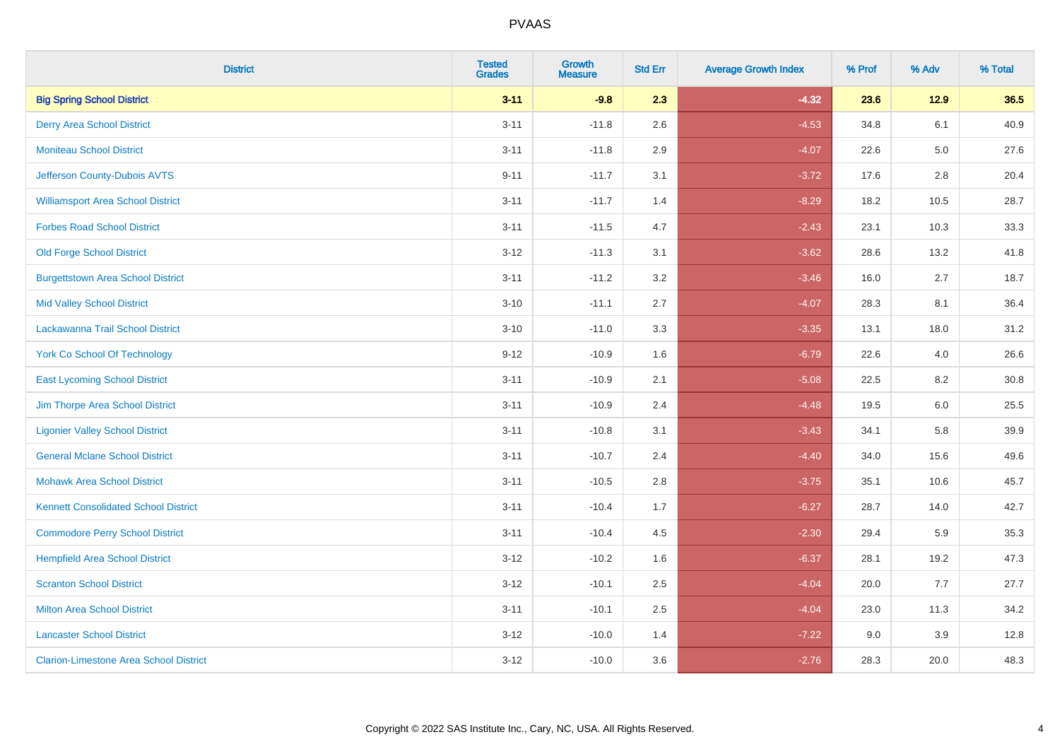| District | Tested Grades | Growth Measure | Std Err | Average Growth Index | % Prof | % Adv | % Total |
|---|---|---|---|---|---|---|---|
| **Big Spring School District** | **3-11** | **-9.8** | **2.3** | **-4.32** | **23.6** | **12.9** | **36.5** |
| Derry Area School District | 3-11 | -11.8 | 2.6 | -4.53 | 34.8 | 6.1 | 40.9 |
| Moniteau School District | 3-11 | -11.8 | 2.9 | -4.07 | 22.6 | 5.0 | 27.6 |
| Jefferson County-Dubois AVTS | 9-11 | -11.7 | 3.1 | -3.72 | 17.6 | 2.8 | 20.4 |
| Williamsport Area School District | 3-11 | -11.7 | 1.4 | -8.29 | 18.2 | 10.5 | 28.7 |
| Forbes Road School District | 3-11 | -11.5 | 4.7 | -2.43 | 23.1 | 10.3 | 33.3 |
| Old Forge School District | 3-12 | -11.3 | 3.1 | -3.62 | 28.6 | 13.2 | 41.8 |
| Burgettstown Area School District | 3-11 | -11.2 | 3.2 | -3.46 | 16.0 | 2.7 | 18.7 |
| Mid Valley School District | 3-10 | -11.1 | 2.7 | -4.07 | 28.3 | 8.1 | 36.4 |
| Lackawanna Trail School District | 3-10 | -11.0 | 3.3 | -3.35 | 13.1 | 18.0 | 31.2 |
| York Co School Of Technology | 9-12 | -10.9 | 1.6 | -6.79 | 22.6 | 4.0 | 26.6 |
| East Lycoming School District | 3-11 | -10.9 | 2.1 | -5.08 | 22.5 | 8.2 | 30.8 |
| Jim Thorpe Area School District | 3-11 | -10.9 | 2.4 | -4.48 | 19.5 | 6.0 | 25.5 |
| Ligonier Valley School District | 3-11 | -10.8 | 3.1 | -3.43 | 34.1 | 5.8 | 39.9 |
| General Mclane School District | 3-11 | -10.7 | 2.4 | -4.40 | 34.0 | 15.6 | 49.6 |
| Mohawk Area School District | 3-11 | -10.5 | 2.8 | -3.75 | 35.1 | 10.6 | 45.7 |
| Kennett Consolidated School District | 3-11 | -10.4 | 1.7 | -6.27 | 28.7 | 14.0 | 42.7 |
| Commodore Perry School District | 3-11 | -10.4 | 4.5 | -2.30 | 29.4 | 5.9 | 35.3 |
| Hempfield Area School District | 3-12 | -10.2 | 1.6 | -6.37 | 28.1 | 19.2 | 47.3 |
| Scranton School District | 3-12 | -10.1 | 2.5 | -4.04 | 20.0 | 7.7 | 27.7 |
| Milton Area School District | 3-11 | -10.1 | 2.5 | -4.04 | 23.0 | 11.3 | 34.2 |
| Lancaster School District | 3-12 | -10.0 | 1.4 | -7.22 | 9.0 | 3.9 | 12.8 |
| Clarion-Limestone Area School District | 3-12 | -10.0 | 3.6 | -2.76 | 28.3 | 20.0 | 48.3 |

Copyright © 2022 SAS Institute Inc., Cary, NC, USA. All Rights Reserved.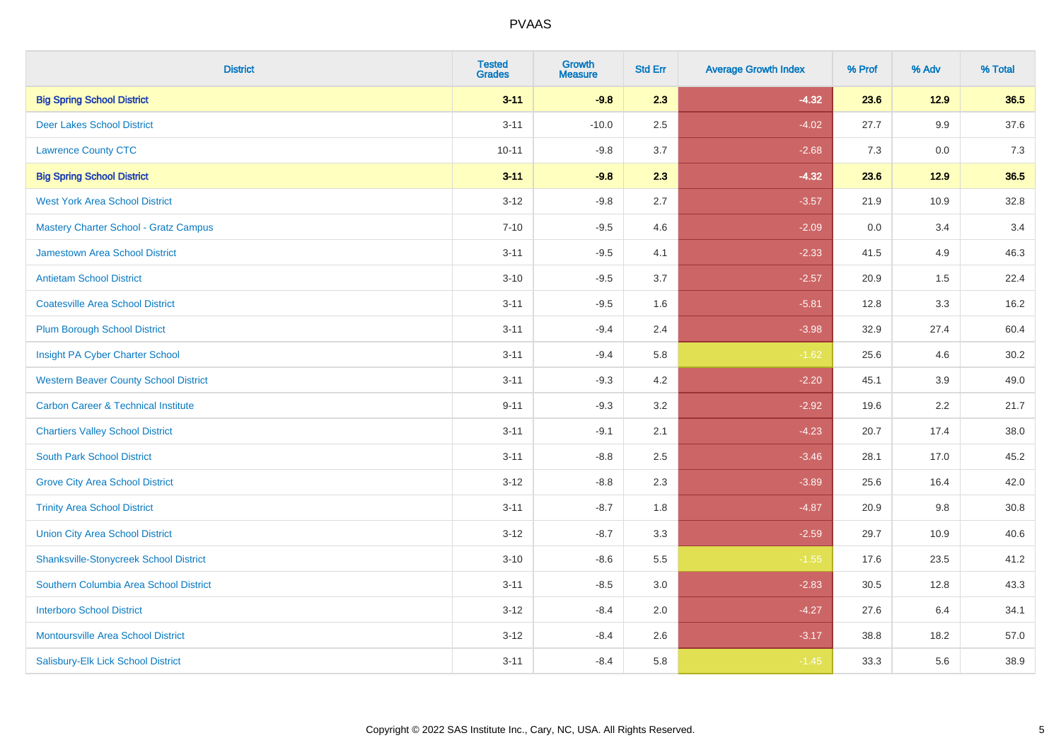| District | Tested Grades | Growth Measure | Std Err | Average Growth Index | % Prof | % Adv | % Total |
|---|---|---|---|---|---|---|---|
| **Big Spring School District** | **3-11** | **-9.8** | **2.3** | **-4.32** | **23.6** | **12.9** | **36.5** |
| Deer Lakes School District | 3-11 | -10.0 | 2.5 | -4.02 | 27.7 | 9.9 | 37.6 |
| Lawrence County CTC | 10-11 | -9.8 | 3.7 | -2.68 | 7.3 | 0.0 | 7.3 |
| **Big Spring School District** | **3-11** | **-9.8** | **2.3** | **-4.32** | **23.6** | **12.9** | **36.5** |
| West York Area School District | 3-12 | -9.8 | 2.7 | -3.57 | 21.9 | 10.9 | 32.8 |
| Mastery Charter School - Gratz Campus | 7-10 | -9.5 | 4.6 | -2.09 | 0.0 | 3.4 | 3.4 |
| Jamestown Area School District | 3-11 | -9.5 | 4.1 | -2.33 | 41.5 | 4.9 | 46.3 |
| Antietam School District | 3-10 | -9.5 | 3.7 | -2.57 | 20.9 | 1.5 | 22.4 |
| Coatesville Area School District | 3-11 | -9.5 | 1.6 | -5.81 | 12.8 | 3.3 | 16.2 |
| Plum Borough School District | 3-11 | -9.4 | 2.4 | -3.98 | 32.9 | 27.4 | 60.4 |
| Insight PA Cyber Charter School | 3-11 | -9.4 | 5.8 | -1.62 | 25.6 | 4.6 | 30.2 |
| Western Beaver County School District | 3-11 | -9.3 | 4.2 | -2.20 | 45.1 | 3.9 | 49.0 |
| Carbon Career & Technical Institute | 9-11 | -9.3 | 3.2 | -2.92 | 19.6 | 2.2 | 21.7 |
| Chartiers Valley School District | 3-11 | -9.1 | 2.1 | -4.23 | 20.7 | 17.4 | 38.0 |
| South Park School District | 3-11 | -8.8 | 2.5 | -3.46 | 28.1 | 17.0 | 45.2 |
| Grove City Area School District | 3-12 | -8.8 | 2.3 | -3.89 | 25.6 | 16.4 | 42.0 |
| Trinity Area School District | 3-11 | -8.7 | 1.8 | -4.87 | 20.9 | 9.8 | 30.8 |
| Union City Area School District | 3-12 | -8.7 | 3.3 | -2.59 | 29.7 | 10.9 | 40.6 |
| Shanksville-Stonycreek School District | 3-10 | -8.6 | 5.5 | -1.55 | 17.6 | 23.5 | 41.2 |
| Southern Columbia Area School District | 3-11 | -8.5 | 3.0 | -2.83 | 30.5 | 12.8 | 43.3 |
| Interboro School District | 3-12 | -8.4 | 2.0 | -4.27 | 27.6 | 6.4 | 34.1 |
| Montoursville Area School District | 3-12 | -8.4 | 2.6 | -3.17 | 38.8 | 18.2 | 57.0 |
| Salisbury-Elk Lick School District | 3-11 | -8.4 | 5.8 | -1.45 | 33.3 | 5.6 | 38.9 |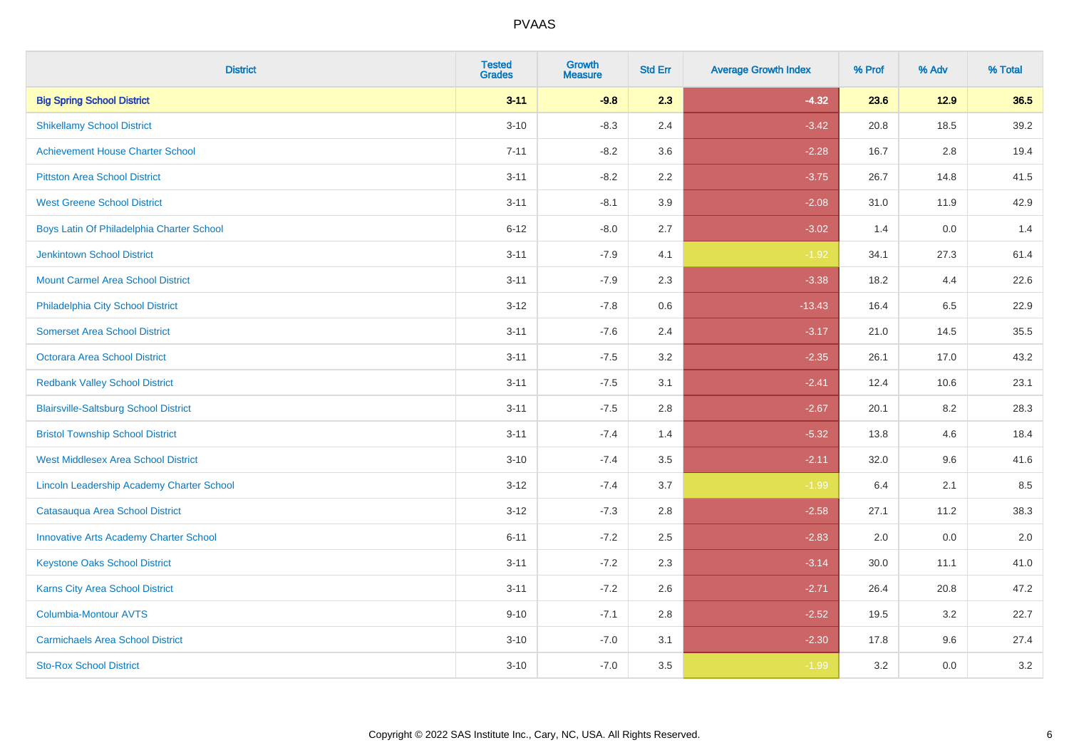# PVAAS

| District | Tested Grades | Growth Measure | Std Err | Average Growth Index | % Prof | % Adv | % Total |
|---|---|---|---|---|---|---|---|
| **Big Spring School District** | **3-11** | **-9.8** | **2.3** | **-4.32** | **23.6** | **12.9** | **36.5** |
| Shikellamy School District | 3-10 | -8.3 | 2.4 | -3.42 | 20.8 | 18.5 | 39.2 |
| Achievement House Charter School | 7-11 | -8.2 | 3.6 | -2.28 | 16.7 | 2.8 | 19.4 |
| Pittston Area School District | 3-11 | -8.2 | 2.2 | -3.75 | 26.7 | 14.8 | 41.5 |
| West Greene School District | 3-11 | -8.1 | 3.9 | -2.08 | 31.0 | 11.9 | 42.9 |
| Boys Latin Of Philadelphia Charter School | 6-12 | -8.0 | 2.7 | -3.02 | 1.4 | 0.0 | 1.4 |
| Jenkintown School District | 3-11 | -7.9 | 4.1 | -1.92 | 34.1 | 27.3 | 61.4 |
| Mount Carmel Area School District | 3-11 | -7.9 | 2.3 | -3.38 | 18.2 | 4.4 | 22.6 |
| Philadelphia City School District | 3-12 | -7.8 | 0.6 | -13.43 | 16.4 | 6.5 | 22.9 |
| Somerset Area School District | 3-11 | -7.6 | 2.4 | -3.17 | 21.0 | 14.5 | 35.5 |
| Octorara Area School District | 3-11 | -7.5 | 3.2 | -2.35 | 26.1 | 17.0 | 43.2 |
| Redbank Valley School District | 3-11 | -7.5 | 3.1 | -2.41 | 12.4 | 10.6 | 23.1 |
| Blairsville-Saltsburg School District | 3-11 | -7.5 | 2.8 | -2.67 | 20.1 | 8.2 | 28.3 |
| Bristol Township School District | 3-11 | -7.4 | 1.4 | -5.32 | 13.8 | 4.6 | 18.4 |
| West Middlesex Area School District | 3-10 | -7.4 | 3.5 | -2.11 | 32.0 | 9.6 | 41.6 |
| Lincoln Leadership Academy Charter School | 3-12 | -7.4 | 3.7 | -1.99 | 6.4 | 2.1 | 8.5 |
| Catasauqua Area School District | 3-12 | -7.3 | 2.8 | -2.58 | 27.1 | 11.2 | 38.3 |
| Innovative Arts Academy Charter School | 6-11 | -7.2 | 2.5 | -2.83 | 2.0 | 0.0 | 2.0 |
| Keystone Oaks School District | 3-11 | -7.2 | 2.3 | -3.14 | 30.0 | 11.1 | 41.0 |
| Karns City Area School District | 3-11 | -7.2 | 2.6 | -2.71 | 26.4 | 20.8 | 47.2 |
| Columbia-Montour AVTS | 9-10 | -7.1 | 2.8 | -2.52 | 19.5 | 3.2 | 22.7 |
| Carmichaels Area School District | 3-10 | -7.0 | 3.1 | -2.30 | 17.8 | 9.6 | 27.4 |
| Sto-Rox School District | 3-10 | -7.0 | 3.5 | -1.99 | 3.2 | 0.0 | 3.2 |

Copyright © 2022 SAS Institute Inc., Cary, NC, USA. All Rights Reserved.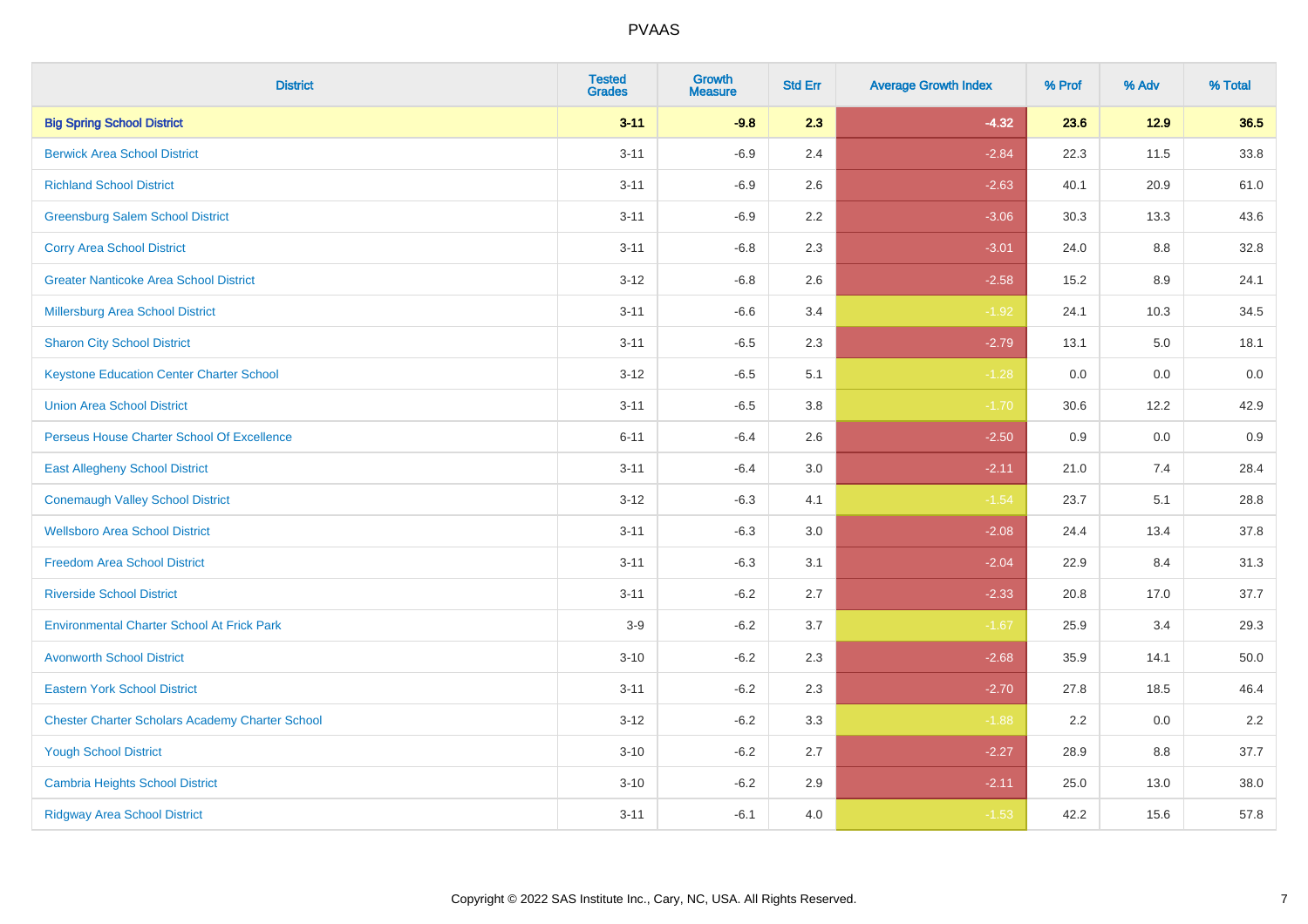| District | Tested Grades | Growth Measure | Std Err | Average Growth Index | % Prof | % Adv | % Total |
|---|---|---|---|---|---|---|---|
| **Big Spring School District** | **3-11** | **-9.8** | **2.3** | **-4.32** | **23.6** | **12.9** | **36.5** |
| Berwick Area School District | 3-11 | -6.9 | 2.4 | -2.84 | 22.3 | 11.5 | 33.8 |
| Richland School District | 3-11 | -6.9 | 2.6 | -2.63 | 40.1 | 20.9 | 61.0 |
| Greensburg Salem School District | 3-11 | -6.9 | 2.2 | -3.06 | 30.3 | 13.3 | 43.6 |
| Corry Area School District | 3-11 | -6.8 | 2.3 | -3.01 | 24.0 | 8.8 | 32.8 |
| Greater Nanticoke Area School District | 3-12 | -6.8 | 2.6 | -2.58 | 15.2 | 8.9 | 24.1 |
| Millersburg Area School District | 3-11 | -6.6 | 3.4 | -1.92 | 24.1 | 10.3 | 34.5 |
| Sharon City School District | 3-11 | -6.5 | 2.3 | -2.79 | 13.1 | 5.0 | 18.1 |
| Keystone Education Center Charter School | 3-12 | -6.5 | 5.1 | -1.28 | 0.0 | 0.0 | 0.0 |
| Union Area School District | 3-11 | -6.5 | 3.8 | -1.70 | 30.6 | 12.2 | 42.9 |
| Perseus House Charter School Of Excellence | 6-11 | -6.4 | 2.6 | -2.50 | 0.9 | 0.0 | 0.9 |
| East Allegheny School District | 3-11 | -6.4 | 3.0 | -2.11 | 21.0 | 7.4 | 28.4 |
| Conemaugh Valley School District | 3-12 | -6.3 | 4.1 | -1.54 | 23.7 | 5.1 | 28.8 |
| Wellsboro Area School District | 3-11 | -6.3 | 3.0 | -2.08 | 24.4 | 13.4 | 37.8 |
| Freedom Area School District | 3-11 | -6.3 | 3.1 | -2.04 | 22.9 | 8.4 | 31.3 |
| Riverside School District | 3-11 | -6.2 | 2.7 | -2.33 | 20.8 | 17.0 | 37.7 |
| Environmental Charter School At Frick Park | 3-9 | -6.2 | 3.7 | -1.67 | 25.9 | 3.4 | 29.3 |
| Avonworth School District | 3-10 | -6.2 | 2.3 | -2.68 | 35.9 | 14.1 | 50.0 |
| Eastern York School District | 3-11 | -6.2 | 2.3 | -2.70 | 27.8 | 18.5 | 46.4 |
| Chester Charter Scholars Academy Charter School | 3-12 | -6.2 | 3.3 | -1.88 | 2.2 | 0.0 | 2.2 |
| Yough School District | 3-10 | -6.2 | 2.7 | -2.27 | 28.9 | 8.8 | 37.7 |
| Cambria Heights School District | 3-10 | -6.2 | 2.9 | -2.11 | 25.0 | 13.0 | 38.0 |
| Ridgway Area School District | 3-11 | -6.1 | 4.0 | -1.53 | 42.2 | 15.6 | 57.8 |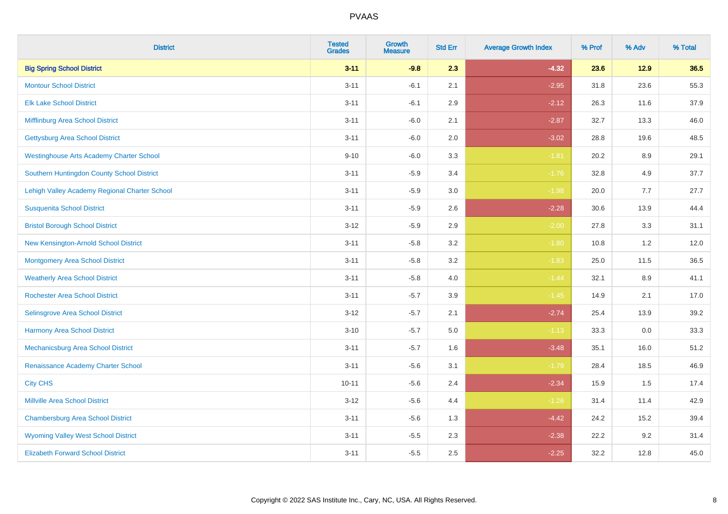PVAAS

| District | Tested Grades | Growth Measure | Std Err | Average Growth Index | % Prof | % Adv | % Total |
|---|---|---|---|---|---|---|---|
| **Big Spring School District** | **3-11** | **-9.8** | **2.3** | **-4.32** | **23.6** | **12.9** | **36.5** |
| Montour School District | 3-11 | -6.1 | 2.1 | -2.95 | 31.8 | 23.6 | 55.3 |
| Elk Lake School District | 3-11 | -6.1 | 2.9 | -2.12 | 26.3 | 11.6 | 37.9 |
| Mifflinburg Area School District | 3-11 | -6.0 | 2.1 | -2.87 | 32.7 | 13.3 | 46.0 |
| Gettysburg Area School District | 3-11 | -6.0 | 2.0 | -3.02 | 28.8 | 19.6 | 48.5 |
| Westinghouse Arts Academy Charter School | 9-10 | -6.0 | 3.3 | -1.81 | 20.2 | 8.9 | 29.1 |
| Southern Huntingdon County School District | 3-11 | -5.9 | 3.4 | -1.76 | 32.8 | 4.9 | 37.7 |
| Lehigh Valley Academy Regional Charter School | 3-11 | -5.9 | 3.0 | -1.98 | 20.0 | 7.7 | 27.7 |
| Susquenita School District | 3-11 | -5.9 | 2.6 | -2.28 | 30.6 | 13.9 | 44.4 |
| Bristol Borough School District | 3-12 | -5.9 | 2.9 | -2.00 | 27.8 | 3.3 | 31.1 |
| New Kensington-Arnold School District | 3-11 | -5.8 | 3.2 | -1.80 | 10.8 | 1.2 | 12.0 |
| Montgomery Area School District | 3-11 | -5.8 | 3.2 | -1.83 | 25.0 | 11.5 | 36.5 |
| Weatherly Area School District | 3-11 | -5.8 | 4.0 | -1.44 | 32.1 | 8.9 | 41.1 |
| Rochester Area School District | 3-11 | -5.7 | 3.9 | -1.45 | 14.9 | 2.1 | 17.0 |
| Selinsgrove Area School District | 3-12 | -5.7 | 2.1 | -2.74 | 25.4 | 13.9 | 39.2 |
| Harmony Area School District | 3-10 | -5.7 | 5.0 | -1.13 | 33.3 | 0.0 | 33.3 |
| Mechanicsburg Area School District | 3-11 | -5.7 | 1.6 | -3.48 | 35.1 | 16.0 | 51.2 |
| Renaissance Academy Charter School | 3-11 | -5.6 | 3.1 | -1.79 | 28.4 | 18.5 | 46.9 |
| City CHS | 10-11 | -5.6 | 2.4 | -2.34 | 15.9 | 1.5 | 17.4 |
| Millville Area School District | 3-12 | -5.6 | 4.4 | -1.26 | 31.4 | 11.4 | 42.9 |
| Chambersburg Area School District | 3-11 | -5.6 | 1.3 | -4.42 | 24.2 | 15.2 | 39.4 |
| Wyoming Valley West School District | 3-11 | -5.5 | 2.3 | -2.38 | 22.2 | 9.2 | 31.4 |
| Elizabeth Forward School District | 3-11 | -5.5 | 2.5 | -2.25 | 32.2 | 12.8 | 45.0 |

Copyright © 2022 SAS Institute Inc., Cary, NC, USA. All Rights Reserved.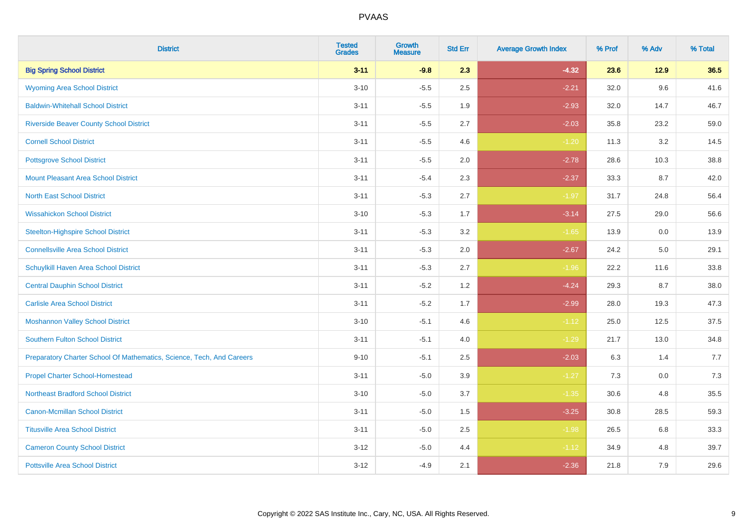| District | Tested Grades | Growth Measure | Std Err | Average Growth Index | % Prof | % Adv | % Total |
|---|---|---|---|---|---|---|---|
| **Big Spring School District** | **3-11** | **-9.8** | **2.3** | **-4.32** | **23.6** | **12.9** | **36.5** |
| Wyoming Area School District | 3-10 | -5.5 | 2.5 | -2.21 | 32.0 | 9.6 | 41.6 |
| Baldwin-Whitehall School District | 3-11 | -5.5 | 1.9 | -2.93 | 32.0 | 14.7 | 46.7 |
| Riverside Beaver County School District | 3-11 | -5.5 | 2.7 | -2.03 | 35.8 | 23.2 | 59.0 |
| Cornell School District | 3-11 | -5.5 | 4.6 | -1.20 | 11.3 | 3.2 | 14.5 |
| Pottsgrove School District | 3-11 | -5.5 | 2.0 | -2.78 | 28.6 | 10.3 | 38.8 |
| Mount Pleasant Area School District | 3-11 | -5.4 | 2.3 | -2.37 | 33.3 | 8.7 | 42.0 |
| North East School District | 3-11 | -5.3 | 2.7 | -1.97 | 31.7 | 24.8 | 56.4 |
| Wissahickon School District | 3-10 | -5.3 | 1.7 | -3.14 | 27.5 | 29.0 | 56.6 |
| Steelton-Highspire School District | 3-11 | -5.3 | 3.2 | -1.65 | 13.9 | 0.0 | 13.9 |
| Connellsville Area School District | 3-11 | -5.3 | 2.0 | -2.67 | 24.2 | 5.0 | 29.1 |
| Schuylkill Haven Area School District | 3-11 | -5.3 | 2.7 | -1.96 | 22.2 | 11.6 | 33.8 |
| Central Dauphin School District | 3-11 | -5.2 | 1.2 | -4.24 | 29.3 | 8.7 | 38.0 |
| Carlisle Area School District | 3-11 | -5.2 | 1.7 | -2.99 | 28.0 | 19.3 | 47.3 |
| Moshannon Valley School District | 3-10 | -5.1 | 4.6 | -1.12 | 25.0 | 12.5 | 37.5 |
| Southern Fulton School District | 3-11 | -5.1 | 4.0 | -1.29 | 21.7 | 13.0 | 34.8 |
| Preparatory Charter School Of Mathematics, Science, Tech, And Careers | 9-10 | -5.1 | 2.5 | -2.03 | 6.3 | 1.4 | 7.7 |
| Propel Charter School-Homestead | 3-11 | -5.0 | 3.9 | -1.27 | 7.3 | 0.0 | 7.3 |
| Northeast Bradford School District | 3-10 | -5.0 | 3.7 | -1.35 | 30.6 | 4.8 | 35.5 |
| Canon-Mcmillan School District | 3-11 | -5.0 | 1.5 | -3.25 | 30.8 | 28.5 | 59.3 |
| Titusville Area School District | 3-11 | -5.0 | 2.5 | -1.98 | 26.5 | 6.8 | 33.3 |
| Cameron County School District | 3-12 | -5.0 | 4.4 | -1.12 | 34.9 | 4.8 | 39.7 |
| Pottsville Area School District | 3-12 | -4.9 | 2.1 | -2.36 | 21.8 | 7.9 | 29.6 |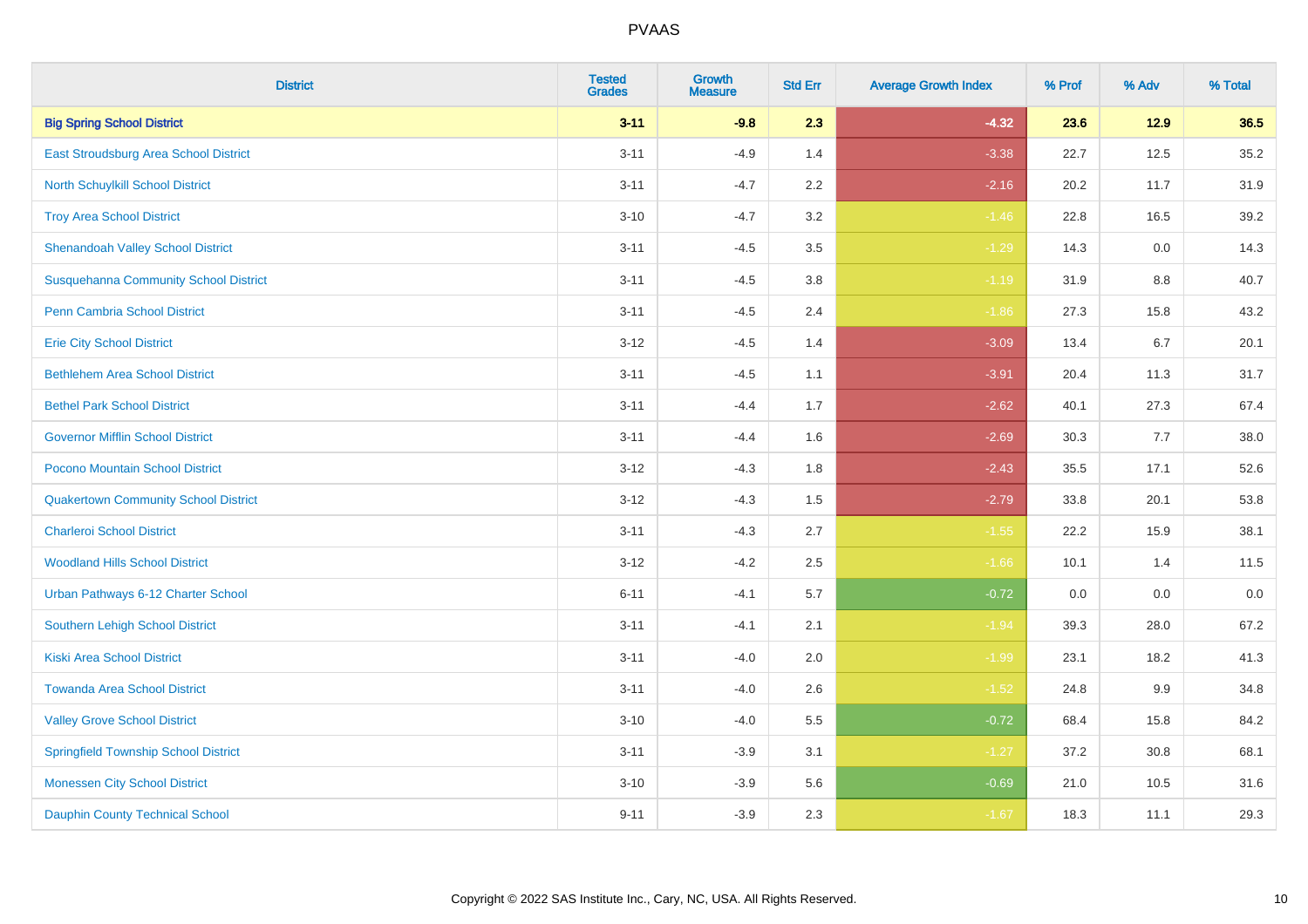| District | Tested Grades | Growth Measure | Std Err | Average Growth Index | % Prof | % Adv | % Total |
|---|---|---|---|---|---|---|---|
| **Big Spring School District** | **3-11** | **-9.8** | **2.3** | **-4.32** | **23.6** | **12.9** | **36.5** |
| East Stroudsburg Area School District | 3-11 | -4.9 | 1.4 | -3.38 | 22.7 | 12.5 | 35.2 |
| North Schuylkill School District | 3-11 | -4.7 | 2.2 | -2.16 | 20.2 | 11.7 | 31.9 |
| Troy Area School District | 3-10 | -4.7 | 3.2 | -1.46 | 22.8 | 16.5 | 39.2 |
| Shenandoah Valley School District | 3-11 | -4.5 | 3.5 | -1.29 | 14.3 | 0.0 | 14.3 |
| Susquehanna Community School District | 3-11 | -4.5 | 3.8 | -1.19 | 31.9 | 8.8 | 40.7 |
| Penn Cambria School District | 3-11 | -4.5 | 2.4 | -1.86 | 27.3 | 15.8 | 43.2 |
| Erie City School District | 3-12 | -4.5 | 1.4 | -3.09 | 13.4 | 6.7 | 20.1 |
| Bethlehem Area School District | 3-11 | -4.5 | 1.1 | -3.91 | 20.4 | 11.3 | 31.7 |
| Bethel Park School District | 3-11 | -4.4 | 1.7 | -2.62 | 40.1 | 27.3 | 67.4 |
| Governor Mifflin School District | 3-11 | -4.4 | 1.6 | -2.69 | 30.3 | 7.7 | 38.0 |
| Pocono Mountain School District | 3-12 | -4.3 | 1.8 | -2.43 | 35.5 | 17.1 | 52.6 |
| Quakertown Community School District | 3-12 | -4.3 | 1.5 | -2.79 | 33.8 | 20.1 | 53.8 |
| Charleroi School District | 3-11 | -4.3 | 2.7 | -1.55 | 22.2 | 15.9 | 38.1 |
| Woodland Hills School District | 3-12 | -4.2 | 2.5 | -1.66 | 10.1 | 1.4 | 11.5 |
| Urban Pathways 6-12 Charter School | 6-11 | -4.1 | 5.7 | -0.72 | 0.0 | 0.0 | 0.0 |
| Southern Lehigh School District | 3-11 | -4.1 | 2.1 | -1.94 | 39.3 | 28.0 | 67.2 |
| Kiski Area School District | 3-11 | -4.0 | 2.0 | -1.99 | 23.1 | 18.2 | 41.3 |
| Towanda Area School District | 3-11 | -4.0 | 2.6 | -1.52 | 24.8 | 9.9 | 34.8 |
| Valley Grove School District | 3-10 | -4.0 | 5.5 | -0.72 | 68.4 | 15.8 | 84.2 |
| Springfield Township School District | 3-11 | -3.9 | 3.1 | -1.27 | 37.2 | 30.8 | 68.1 |
| Monessen City School District | 3-10 | -3.9 | 5.6 | -0.69 | 21.0 | 10.5 | 31.6 |
| Dauphin County Technical School | 9-11 | -3.9 | 2.3 | -1.67 | 18.3 | 11.1 | 29.3 |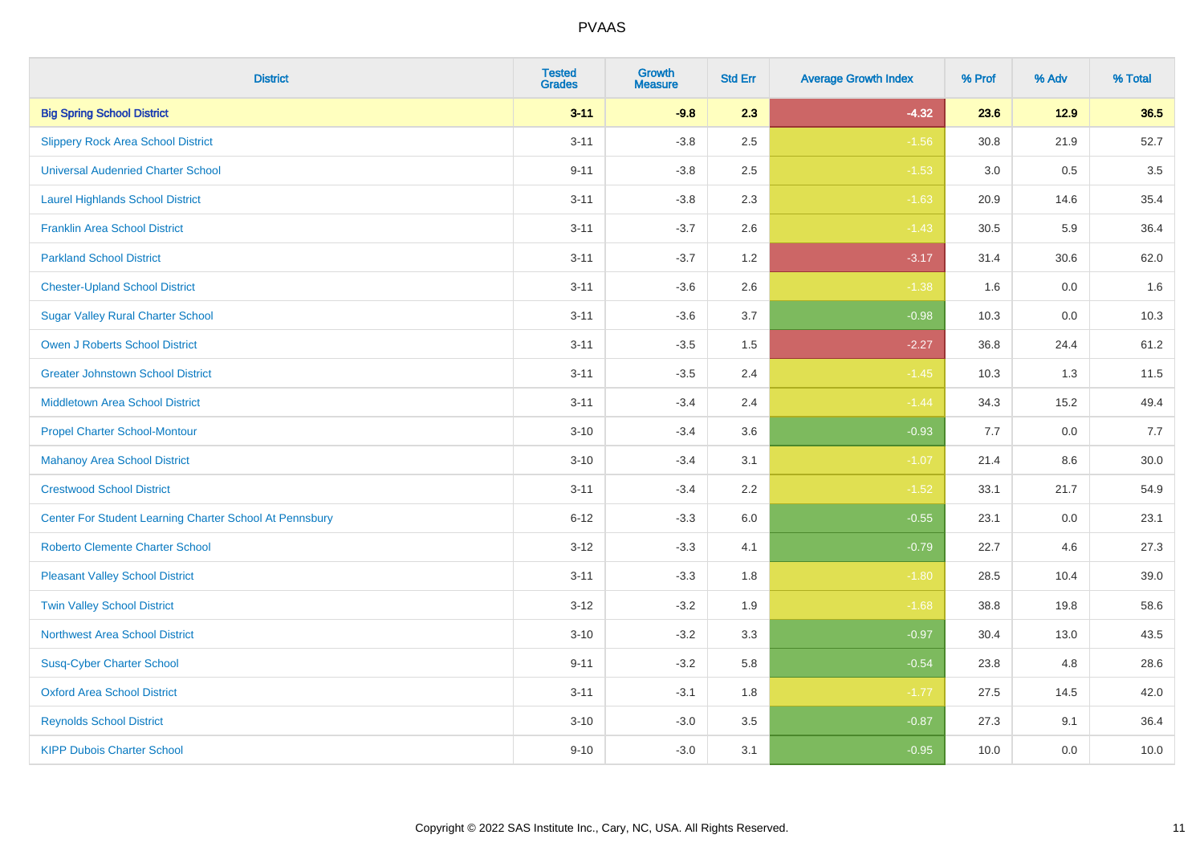PVAAS

| District | Tested Grades | Growth Measure | Std Err | Average Growth Index | % Prof | % Adv | % Total |
|---|---|---|---|---|---|---|---|
| **Big Spring School District** | **3-11** | **-9.8** | **2.3** | **-4.32** | **23.6** | **12.9** | **36.5** |
| Slippery Rock Area School District | 3-11 | -3.8 | 2.5 | -1.56 | 30.8 | 21.9 | 52.7 |
| Universal Audenried Charter School | 9-11 | -3.8 | 2.5 | -1.53 | 3.0 | 0.5 | 3.5 |
| Laurel Highlands School District | 3-11 | -3.8 | 2.3 | -1.63 | 20.9 | 14.6 | 35.4 |
| Franklin Area School District | 3-11 | -3.7 | 2.6 | -1.43 | 30.5 | 5.9 | 36.4 |
| Parkland School District | 3-11 | -3.7 | 1.2 | -3.17 | 31.4 | 30.6 | 62.0 |
| Chester-Upland School District | 3-11 | -3.6 | 2.6 | -1.38 | 1.6 | 0.0 | 1.6 |
| Sugar Valley Rural Charter School | 3-11 | -3.6 | 3.7 | -0.98 | 10.3 | 0.0 | 10.3 |
| Owen J Roberts School District | 3-11 | -3.5 | 1.5 | -2.27 | 36.8 | 24.4 | 61.2 |
| Greater Johnstown School District | 3-11 | -3.5 | 2.4 | -1.45 | 10.3 | 1.3 | 11.5 |
| Middletown Area School District | 3-11 | -3.4 | 2.4 | -1.44 | 34.3 | 15.2 | 49.4 |
| Propel Charter School-Montour | 3-10 | -3.4 | 3.6 | -0.93 | 7.7 | 0.0 | 7.7 |
| Mahanoy Area School District | 3-10 | -3.4 | 3.1 | -1.07 | 21.4 | 8.6 | 30.0 |
| Crestwood School District | 3-11 | -3.4 | 2.2 | -1.52 | 33.1 | 21.7 | 54.9 |
| Center For Student Learning Charter School At Pennsbury | 6-12 | -3.3 | 6.0 | -0.55 | 23.1 | 0.0 | 23.1 |
| Roberto Clemente Charter School | 3-12 | -3.3 | 4.1 | -0.79 | 22.7 | 4.6 | 27.3 |
| Pleasant Valley School District | 3-11 | -3.3 | 1.8 | -1.80 | 28.5 | 10.4 | 39.0 |
| Twin Valley School District | 3-12 | -3.2 | 1.9 | -1.68 | 38.8 | 19.8 | 58.6 |
| Northwest Area School District | 3-10 | -3.2 | 3.3 | -0.97 | 30.4 | 13.0 | 43.5 |
| Susq-Cyber Charter School | 9-11 | -3.2 | 5.8 | -0.54 | 23.8 | 4.8 | 28.6 |
| Oxford Area School District | 3-11 | -3.1 | 1.8 | -1.77 | 27.5 | 14.5 | 42.0 |
| Reynolds School District | 3-10 | -3.0 | 3.5 | -0.87 | 27.3 | 9.1 | 36.4 |
| KIPP Dubois Charter School | 9-10 | -3.0 | 3.1 | -0.95 | 10.0 | 0.0 | 10.0 |

Copyright © 2022 SAS Institute Inc., Cary, NC, USA. All Rights Reserved.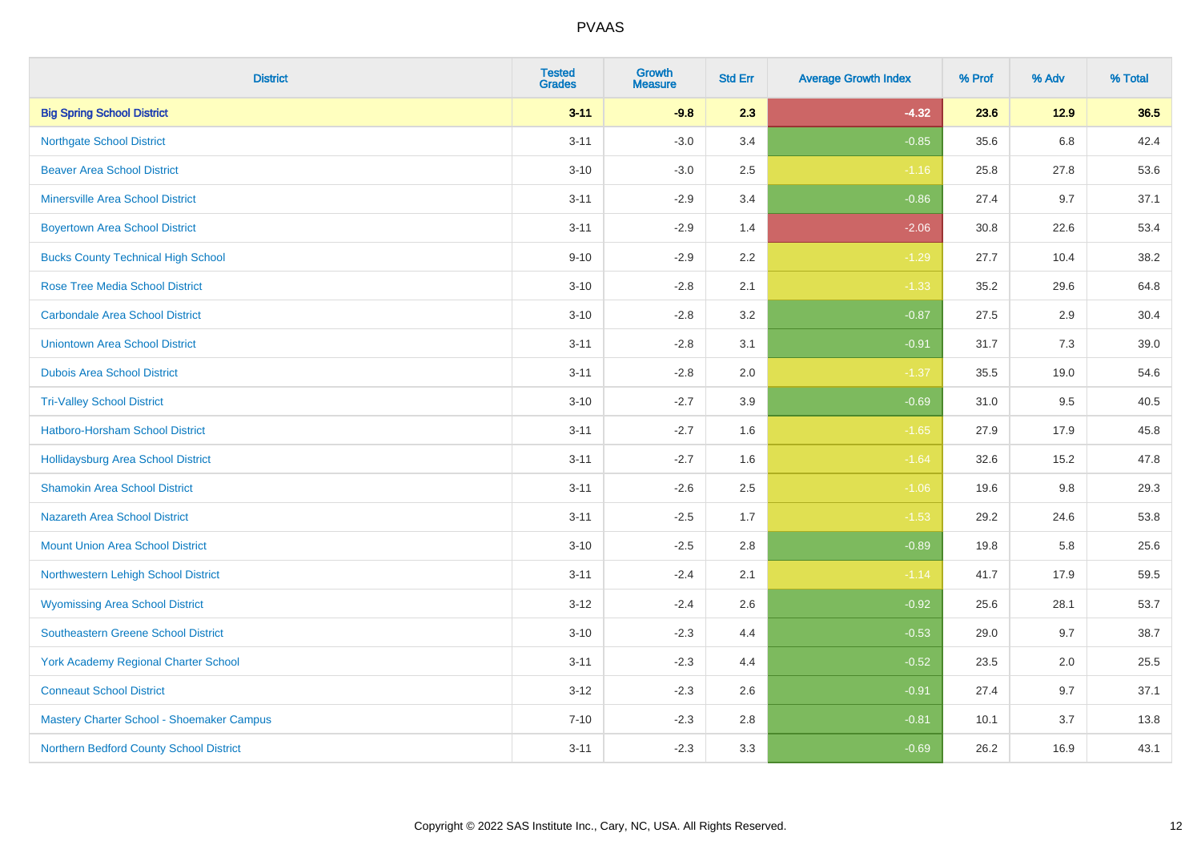# PVAAS

| District | Tested Grades | Growth Measure | Std Err | Average Growth Index | % Prof | % Adv | % Total |
|---|---|---|---|---|---|---|---|
| **Big Spring School District** | **3-11** | **-9.8** | **2.3** | **-4.32** | **23.6** | **12.9** | **36.5** |
| Northgate School District | 3-11 | -3.0 | 3.4 | -0.85 | 35.6 | 6.8 | 42.4 |
| Beaver Area School District | 3-10 | -3.0 | 2.5 | -1.16 | 25.8 | 27.8 | 53.6 |
| Minersville Area School District | 3-11 | -2.9 | 3.4 | -0.86 | 27.4 | 9.7 | 37.1 |
| Boyertown Area School District | 3-11 | -2.9 | 1.4 | -2.06 | 30.8 | 22.6 | 53.4 |
| Bucks County Technical High School | 9-10 | -2.9 | 2.2 | -1.29 | 27.7 | 10.4 | 38.2 |
| Rose Tree Media School District | 3-10 | -2.8 | 2.1 | -1.33 | 35.2 | 29.6 | 64.8 |
| Carbondale Area School District | 3-10 | -2.8 | 3.2 | -0.87 | 27.5 | 2.9 | 30.4 |
| Uniontown Area School District | 3-11 | -2.8 | 3.1 | -0.91 | 31.7 | 7.3 | 39.0 |
| Dubois Area School District | 3-11 | -2.8 | 2.0 | -1.37 | 35.5 | 19.0 | 54.6 |
| Tri-Valley School District | 3-10 | -2.7 | 3.9 | -0.69 | 31.0 | 9.5 | 40.5 |
| Hatboro-Horsham School District | 3-11 | -2.7 | 1.6 | -1.65 | 27.9 | 17.9 | 45.8 |
| Hollidaysburg Area School District | 3-11 | -2.7 | 1.6 | -1.64 | 32.6 | 15.2 | 47.8 |
| Shamokin Area School District | 3-11 | -2.6 | 2.5 | -1.06 | 19.6 | 9.8 | 29.3 |
| Nazareth Area School District | 3-11 | -2.5 | 1.7 | -1.53 | 29.2 | 24.6 | 53.8 |
| Mount Union Area School District | 3-10 | -2.5 | 2.8 | -0.89 | 19.8 | 5.8 | 25.6 |
| Northwestern Lehigh School District | 3-11 | -2.4 | 2.1 | -1.14 | 41.7 | 17.9 | 59.5 |
| Wyomissing Area School District | 3-12 | -2.4 | 2.6 | -0.92 | 25.6 | 28.1 | 53.7 |
| Southeastern Greene School District | 3-10 | -2.3 | 4.4 | -0.53 | 29.0 | 9.7 | 38.7 |
| York Academy Regional Charter School | 3-11 | -2.3 | 4.4 | -0.52 | 23.5 | 2.0 | 25.5 |
| Conneaut School District | 3-12 | -2.3 | 2.6 | -0.91 | 27.4 | 9.7 | 37.1 |
| Mastery Charter School - Shoemaker Campus | 7-10 | -2.3 | 2.8 | -0.81 | 10.1 | 3.7 | 13.8 |
| Northern Bedford County School District | 3-11 | -2.3 | 3.3 | -0.69 | 26.2 | 16.9 | 43.1 |

Copyright © 2022 SAS Institute Inc., Cary, NC, USA. All Rights Reserved.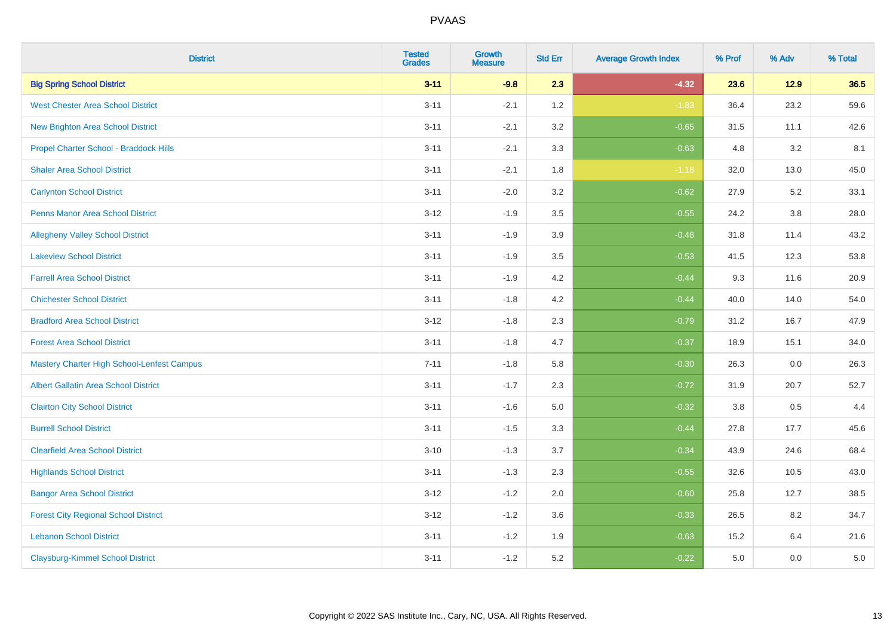# PVAAS

| District | Tested Grades | Growth Measure | Std Err | Average Growth Index | % Prof | % Adv | % Total |
|---|---|---|---|---|---|---|---|
| **Big Spring School District** | **3-11** | **-9.8** | **2.3** | **-4.32** | **23.6** | **12.9** | **36.5** |
| West Chester Area School District | 3-11 | -2.1 | 1.2 | -1.83 | 36.4 | 23.2 | 59.6 |
| New Brighton Area School District | 3-11 | -2.1 | 3.2 | -0.65 | 31.5 | 11.1 | 42.6 |
| Propel Charter School - Braddock Hills | 3-11 | -2.1 | 3.3 | -0.63 | 4.8 | 3.2 | 8.1 |
| Shaler Area School District | 3-11 | -2.1 | 1.8 | -1.18 | 32.0 | 13.0 | 45.0 |
| Carlynton School District | 3-11 | -2.0 | 3.2 | -0.62 | 27.9 | 5.2 | 33.1 |
| Penns Manor Area School District | 3-12 | -1.9 | 3.5 | -0.55 | 24.2 | 3.8 | 28.0 |
| Allegheny Valley School District | 3-11 | -1.9 | 3.9 | -0.48 | 31.8 | 11.4 | 43.2 |
| Lakeview School District | 3-11 | -1.9 | 3.5 | -0.53 | 41.5 | 12.3 | 53.8 |
| Farrell Area School District | 3-11 | -1.9 | 4.2 | -0.44 | 9.3 | 11.6 | 20.9 |
| Chichester School District | 3-11 | -1.8 | 4.2 | -0.44 | 40.0 | 14.0 | 54.0 |
| Bradford Area School District | 3-12 | -1.8 | 2.3 | -0.79 | 31.2 | 16.7 | 47.9 |
| Forest Area School District | 3-11 | -1.8 | 4.7 | -0.37 | 18.9 | 15.1 | 34.0 |
| Mastery Charter High School-Lenfest Campus | 7-11 | -1.8 | 5.8 | -0.30 | 26.3 | 0.0 | 26.3 |
| Albert Gallatin Area School District | 3-11 | -1.7 | 2.3 | -0.72 | 31.9 | 20.7 | 52.7 |
| Clairton City School District | 3-11 | -1.6 | 5.0 | -0.32 | 3.8 | 0.5 | 4.4 |
| Burrell School District | 3-11 | -1.5 | 3.3 | -0.44 | 27.8 | 17.7 | 45.6 |
| Clearfield Area School District | 3-10 | -1.3 | 3.7 | -0.34 | 43.9 | 24.6 | 68.4 |
| Highlands School District | 3-11 | -1.3 | 2.3 | -0.55 | 32.6 | 10.5 | 43.0 |
| Bangor Area School District | 3-12 | -1.2 | 2.0 | -0.60 | 25.8 | 12.7 | 38.5 |
| Forest City Regional School District | 3-12 | -1.2 | 3.6 | -0.33 | 26.5 | 8.2 | 34.7 |
| Lebanon School District | 3-11 | -1.2 | 1.9 | -0.63 | 15.2 | 6.4 | 21.6 |
| Claysburg-Kimmel School District | 3-11 | -1.2 | 5.2 | -0.22 | 5.0 | 0.0 | 5.0 |

Copyright © 2022 SAS Institute Inc., Cary, NC, USA. All Rights Reserved.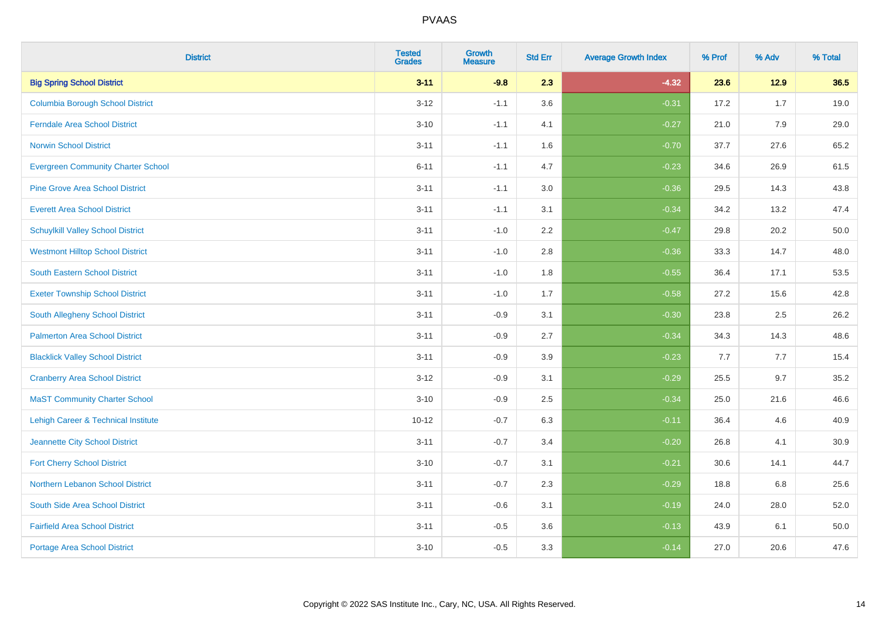# PVAAS

| District | Tested Grades | Growth Measure | Std Err | Average Growth Index | % Prof | % Adv | % Total |
|---|---|---|---|---|---|---|---|
| **Big Spring School District** | **3-11** | **-9.8** | **2.3** | **-4.32** | **23.6** | **12.9** | **36.5** |
| Columbia Borough School District | 3-12 | -1.1 | 3.6 | -0.31 | 17.2 | 1.7 | 19.0 |
| Ferndale Area School District | 3-10 | -1.1 | 4.1 | -0.27 | 21.0 | 7.9 | 29.0 |
| Norwin School District | 3-11 | -1.1 | 1.6 | -0.70 | 37.7 | 27.6 | 65.2 |
| Evergreen Community Charter School | 6-11 | -1.1 | 4.7 | -0.23 | 34.6 | 26.9 | 61.5 |
| Pine Grove Area School District | 3-11 | -1.1 | 3.0 | -0.36 | 29.5 | 14.3 | 43.8 |
| Everett Area School District | 3-11 | -1.1 | 3.1 | -0.34 | 34.2 | 13.2 | 47.4 |
| Schuylkill Valley School District | 3-11 | -1.0 | 2.2 | -0.47 | 29.8 | 20.2 | 50.0 |
| Westmont Hilltop School District | 3-11 | -1.0 | 2.8 | -0.36 | 33.3 | 14.7 | 48.0 |
| South Eastern School District | 3-11 | -1.0 | 1.8 | -0.55 | 36.4 | 17.1 | 53.5 |
| Exeter Township School District | 3-11 | -1.0 | 1.7 | -0.58 | 27.2 | 15.6 | 42.8 |
| South Allegheny School District | 3-11 | -0.9 | 3.1 | -0.30 | 23.8 | 2.5 | 26.2 |
| Palmerton Area School District | 3-11 | -0.9 | 2.7 | -0.34 | 34.3 | 14.3 | 48.6 |
| Blacklick Valley School District | 3-11 | -0.9 | 3.9 | -0.23 | 7.7 | 7.7 | 15.4 |
| Cranberry Area School District | 3-12 | -0.9 | 3.1 | -0.29 | 25.5 | 9.7 | 35.2 |
| MaST Community Charter School | 3-10 | -0.9 | 2.5 | -0.34 | 25.0 | 21.6 | 46.6 |
| Lehigh Career & Technical Institute | 10-12 | -0.7 | 6.3 | -0.11 | 36.4 | 4.6 | 40.9 |
| Jeannette City School District | 3-11 | -0.7 | 3.4 | -0.20 | 26.8 | 4.1 | 30.9 |
| Fort Cherry School District | 3-10 | -0.7 | 3.1 | -0.21 | 30.6 | 14.1 | 44.7 |
| Northern Lebanon School District | 3-11 | -0.7 | 2.3 | -0.29 | 18.8 | 6.8 | 25.6 |
| South Side Area School District | 3-11 | -0.6 | 3.1 | -0.19 | 24.0 | 28.0 | 52.0 |
| Fairfield Area School District | 3-11 | -0.5 | 3.6 | -0.13 | 43.9 | 6.1 | 50.0 |
| Portage Area School District | 3-10 | -0.5 | 3.3 | -0.14 | 27.0 | 20.6 | 47.6 |

Copyright © 2022 SAS Institute Inc., Cary, NC, USA. All Rights Reserved.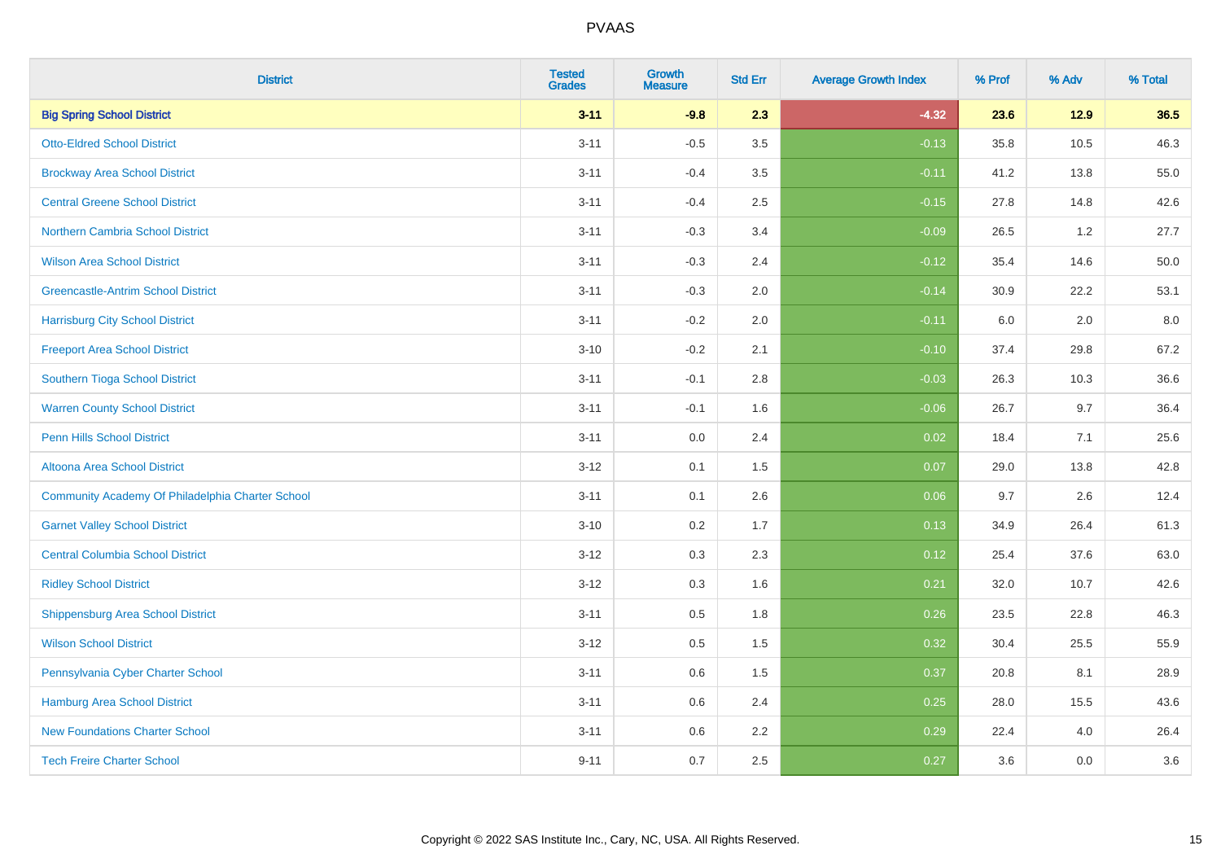# PVAAS

| District | Tested Grades | Growth Measure | Std Err | Average Growth Index | % Prof | % Adv | % Total |
|---|---|---|---|---|---|---|---|
| **Big Spring School District** | **3-11** | **-9.8** | **2.3** | **-4.32** | **23.6** | **12.9** | **36.5** |
| Otto-Eldred School District | 3-11 | -0.5 | 3.5 | -0.13 | 35.8 | 10.5 | 46.3 |
| Brockway Area School District | 3-11 | -0.4 | 3.5 | -0.11 | 41.2 | 13.8 | 55.0 |
| Central Greene School District | 3-11 | -0.4 | 2.5 | -0.15 | 27.8 | 14.8 | 42.6 |
| Northern Cambria School District | 3-11 | -0.3 | 3.4 | -0.09 | 26.5 | 1.2 | 27.7 |
| Wilson Area School District | 3-11 | -0.3 | 2.4 | -0.12 | 35.4 | 14.6 | 50.0 |
| Greencastle-Antrim School District | 3-11 | -0.3 | 2.0 | -0.14 | 30.9 | 22.2 | 53.1 |
| Harrisburg City School District | 3-11 | -0.2 | 2.0 | -0.11 | 6.0 | 2.0 | 8.0 |
| Freeport Area School District | 3-10 | -0.2 | 2.1 | -0.10 | 37.4 | 29.8 | 67.2 |
| Southern Tioga School District | 3-11 | -0.1 | 2.8 | -0.03 | 26.3 | 10.3 | 36.6 |
| Warren County School District | 3-11 | -0.1 | 1.6 | -0.06 | 26.7 | 9.7 | 36.4 |
| Penn Hills School District | 3-11 | 0.0 | 2.4 | 0.02 | 18.4 | 7.1 | 25.6 |
| Altoona Area School District | 3-12 | 0.1 | 1.5 | 0.07 | 29.0 | 13.8 | 42.8 |
| Community Academy Of Philadelphia Charter School | 3-11 | 0.1 | 2.6 | 0.06 | 9.7 | 2.6 | 12.4 |
| Garnet Valley School District | 3-10 | 0.2 | 1.7 | 0.13 | 34.9 | 26.4 | 61.3 |
| Central Columbia School District | 3-12 | 0.3 | 2.3 | 0.12 | 25.4 | 37.6 | 63.0 |
| Ridley School District | 3-12 | 0.3 | 1.6 | 0.21 | 32.0 | 10.7 | 42.6 |
| Shippensburg Area School District | 3-11 | 0.5 | 1.8 | 0.26 | 23.5 | 22.8 | 46.3 |
| Wilson School District | 3-12 | 0.5 | 1.5 | 0.32 | 30.4 | 25.5 | 55.9 |
| Pennsylvania Cyber Charter School | 3-11 | 0.6 | 1.5 | 0.37 | 20.8 | 8.1 | 28.9 |
| Hamburg Area School District | 3-11 | 0.6 | 2.4 | 0.25 | 28.0 | 15.5 | 43.6 |
| New Foundations Charter School | 3-11 | 0.6 | 2.2 | 0.29 | 22.4 | 4.0 | 26.4 |
| Tech Freire Charter School | 9-11 | 0.7 | 2.5 | 0.27 | 3.6 | 0.0 | 3.6 |

Copyright © 2022 SAS Institute Inc., Cary, NC, USA. All Rights Reserved.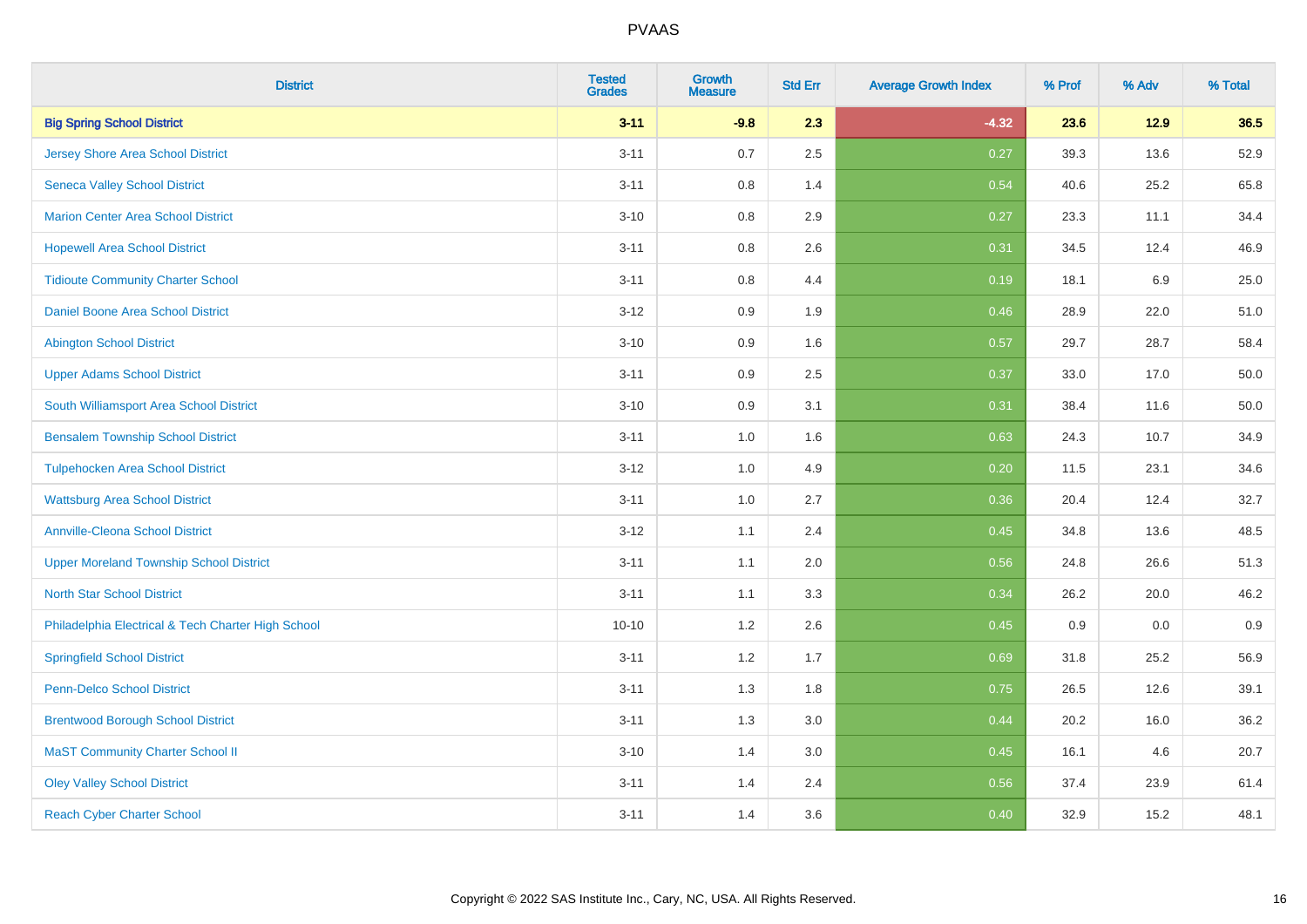# PVAAS

| District | Tested Grades | Growth Measure | Std Err | Average Growth Index | % Prof | % Adv | % Total |
|---|---|---|---|---|---|---|---|
| **Big Spring School District** | **3-11** | **-9.8** | **2.3** | **-4.32** | **23.6** | **12.9** | **36.5** |
| Jersey Shore Area School District | 3-11 | 0.7 | 2.5 | 0.27 | 39.3 | 13.6 | 52.9 |
| Seneca Valley School District | 3-11 | 0.8 | 1.4 | 0.54 | 40.6 | 25.2 | 65.8 |
| Marion Center Area School District | 3-10 | 0.8 | 2.9 | 0.27 | 23.3 | 11.1 | 34.4 |
| Hopewell Area School District | 3-11 | 0.8 | 2.6 | 0.31 | 34.5 | 12.4 | 46.9 |
| Tidioute Community Charter School | 3-11 | 0.8 | 4.4 | 0.19 | 18.1 | 6.9 | 25.0 |
| Daniel Boone Area School District | 3-12 | 0.9 | 1.9 | 0.46 | 28.9 | 22.0 | 51.0 |
| Abington School District | 3-10 | 0.9 | 1.6 | 0.57 | 29.7 | 28.7 | 58.4 |
| Upper Adams School District | 3-11 | 0.9 | 2.5 | 0.37 | 33.0 | 17.0 | 50.0 |
| South Williamsport Area School District | 3-10 | 0.9 | 3.1 | 0.31 | 38.4 | 11.6 | 50.0 |
| Bensalem Township School District | 3-11 | 1.0 | 1.6 | 0.63 | 24.3 | 10.7 | 34.9 |
| Tulpehocken Area School District | 3-12 | 1.0 | 4.9 | 0.20 | 11.5 | 23.1 | 34.6 |
| Wattsburg Area School District | 3-11 | 1.0 | 2.7 | 0.36 | 20.4 | 12.4 | 32.7 |
| Annville-Cleona School District | 3-12 | 1.1 | 2.4 | 0.45 | 34.8 | 13.6 | 48.5 |
| Upper Moreland Township School District | 3-11 | 1.1 | 2.0 | 0.56 | 24.8 | 26.6 | 51.3 |
| North Star School District | 3-11 | 1.1 | 3.3 | 0.34 | 26.2 | 20.0 | 46.2 |
| Philadelphia Electrical & Tech Charter High School | 10-10 | 1.2 | 2.6 | 0.45 | 0.9 | 0.0 | 0.9 |
| Springfield School District | 3-11 | 1.2 | 1.7 | 0.69 | 31.8 | 25.2 | 56.9 |
| Penn-Delco School District | 3-11 | 1.3 | 1.8 | 0.75 | 26.5 | 12.6 | 39.1 |
| Brentwood Borough School District | 3-11 | 1.3 | 3.0 | 0.44 | 20.2 | 16.0 | 36.2 |
| MaST Community Charter School II | 3-10 | 1.4 | 3.0 | 0.45 | 16.1 | 4.6 | 20.7 |
| Oley Valley School District | 3-11 | 1.4 | 2.4 | 0.56 | 37.4 | 23.9 | 61.4 |
| Reach Cyber Charter School | 3-11 | 1.4 | 3.6 | 0.40 | 32.9 | 15.2 | 48.1 |

Copyright © 2022 SAS Institute Inc., Cary, NC, USA. All Rights Reserved.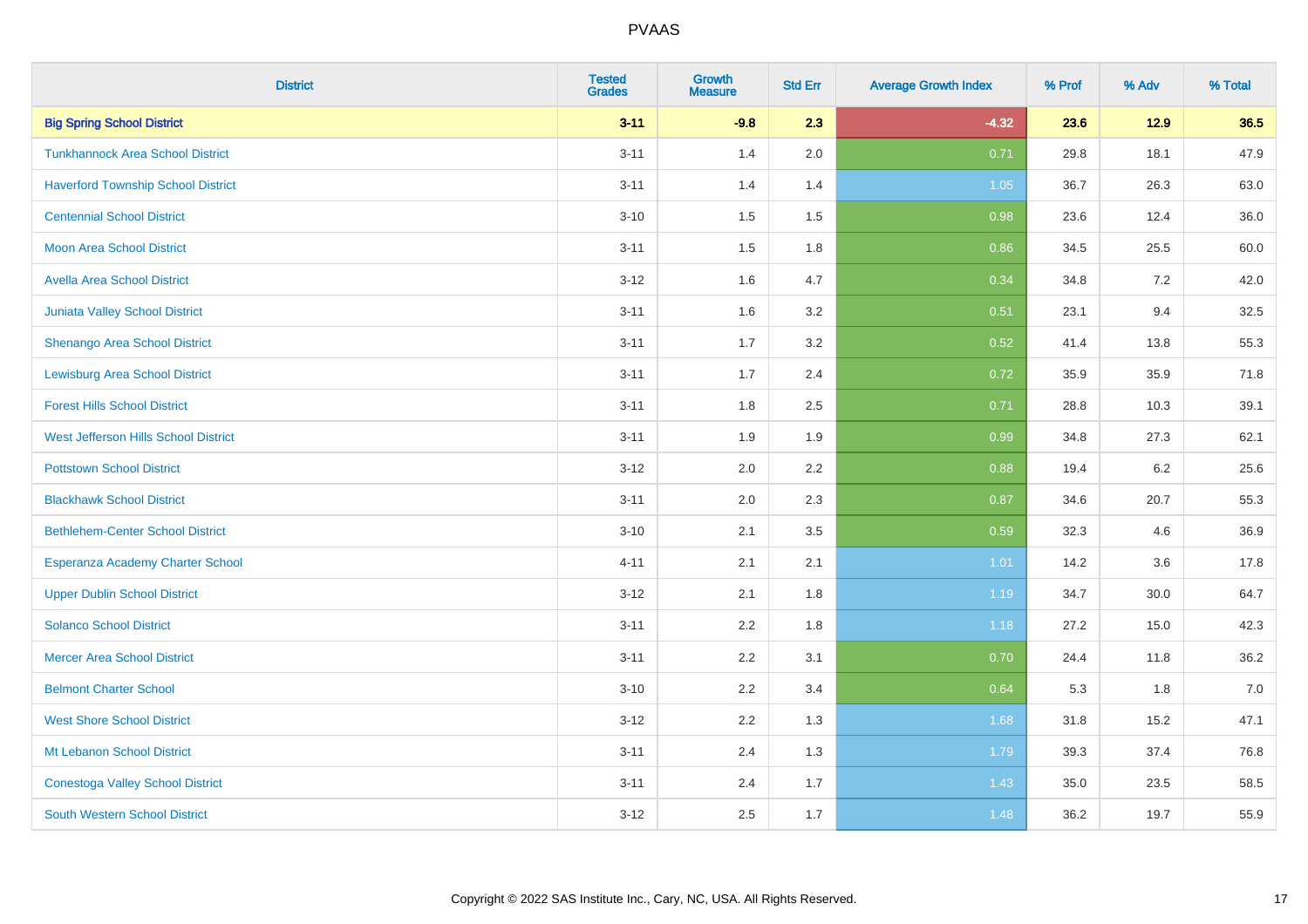# PVAAS

| District | Tested Grades | Growth Measure | Std Err | Average Growth Index | % Prof | % Adv | % Total |
|---|---|---|---|---|---|---|---|
| **Big Spring School District** | **3-11** | **-9.8** | **2.3** | **-4.32** | **23.6** | **12.9** | **36.5** |
| Tunkhannock Area School District | 3-11 | 1.4 | 2.0 | 0.71 | 29.8 | 18.1 | 47.9 |
| Haverford Township School District | 3-11 | 1.4 | 1.4 | 1.05 | 36.7 | 26.3 | 63.0 |
| Centennial School District | 3-10 | 1.5 | 1.5 | 0.98 | 23.6 | 12.4 | 36.0 |
| Moon Area School District | 3-11 | 1.5 | 1.8 | 0.86 | 34.5 | 25.5 | 60.0 |
| Avella Area School District | 3-12 | 1.6 | 4.7 | 0.34 | 34.8 | 7.2 | 42.0 |
| Juniata Valley School District | 3-11 | 1.6 | 3.2 | 0.51 | 23.1 | 9.4 | 32.5 |
| Shenango Area School District | 3-11 | 1.7 | 3.2 | 0.52 | 41.4 | 13.8 | 55.3 |
| Lewisburg Area School District | 3-11 | 1.7 | 2.4 | 0.72 | 35.9 | 35.9 | 71.8 |
| Forest Hills School District | 3-11 | 1.8 | 2.5 | 0.71 | 28.8 | 10.3 | 39.1 |
| West Jefferson Hills School District | 3-11 | 1.9 | 1.9 | 0.99 | 34.8 | 27.3 | 62.1 |
| Pottstown School District | 3-12 | 2.0 | 2.2 | 0.88 | 19.4 | 6.2 | 25.6 |
| Blackhawk School District | 3-11 | 2.0 | 2.3 | 0.87 | 34.6 | 20.7 | 55.3 |
| Bethlehem-Center School District | 3-10 | 2.1 | 3.5 | 0.59 | 32.3 | 4.6 | 36.9 |
| Esperanza Academy Charter School | 4-11 | 2.1 | 2.1 | 1.01 | 14.2 | 3.6 | 17.8 |
| Upper Dublin School District | 3-12 | 2.1 | 1.8 | 1.19 | 34.7 | 30.0 | 64.7 |
| Solanco School District | 3-11 | 2.2 | 1.8 | 1.18 | 27.2 | 15.0 | 42.3 |
| Mercer Area School District | 3-11 | 2.2 | 3.1 | 0.70 | 24.4 | 11.8 | 36.2 |
| Belmont Charter School | 3-10 | 2.2 | 3.4 | 0.64 | 5.3 | 1.8 | 7.0 |
| West Shore School District | 3-12 | 2.2 | 1.3 | 1.68 | 31.8 | 15.2 | 47.1 |
| Mt Lebanon School District | 3-11 | 2.4 | 1.3 | 1.79 | 39.3 | 37.4 | 76.8 |
| Conestoga Valley School District | 3-11 | 2.4 | 1.7 | 1.43 | 35.0 | 23.5 | 58.5 |
| South Western School District | 3-12 | 2.5 | 1.7 | 1.48 | 36.2 | 19.7 | 55.9 |

Copyright © 2022 SAS Institute Inc., Cary, NC, USA. All Rights Reserved.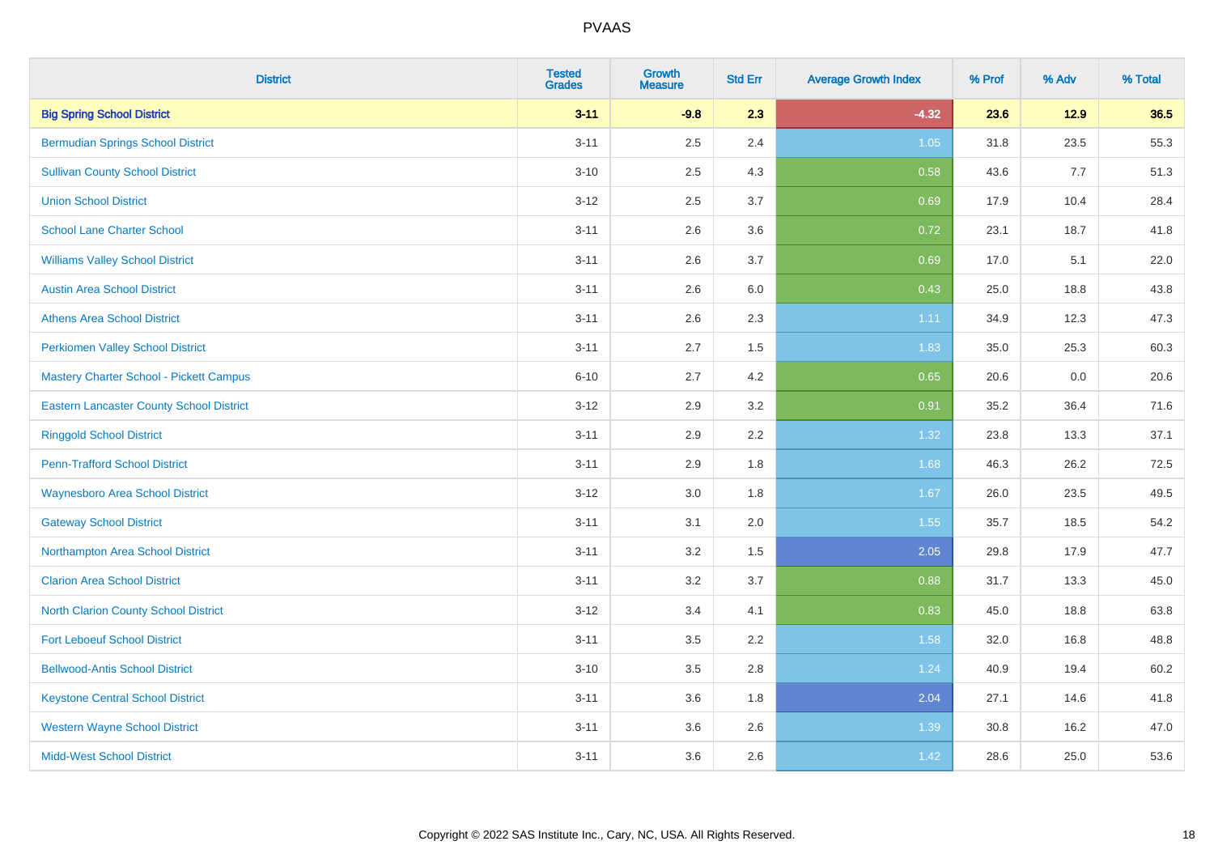| District | Tested Grades | Growth Measure | Std Err | Average Growth Index | % Prof | % Adv | % Total |
|---|---|---|---|---|---|---|---|
| **Big Spring School District** | **3-11** | **-9.8** | **2.3** | **-4.32** | **23.6** | **12.9** | **36.5** |
| Bermudian Springs School District | 3-11 | 2.5 | 2.4 | 1.05 | 31.8 | 23.5 | 55.3 |
| Sullivan County School District | 3-10 | 2.5 | 4.3 | 0.58 | 43.6 | 7.7 | 51.3 |
| Union School District | 3-12 | 2.5 | 3.7 | 0.69 | 17.9 | 10.4 | 28.4 |
| School Lane Charter School | 3-11 | 2.6 | 3.6 | 0.72 | 23.1 | 18.7 | 41.8 |
| Williams Valley School District | 3-11 | 2.6 | 3.7 | 0.69 | 17.0 | 5.1 | 22.0 |
| Austin Area School District | 3-11 | 2.6 | 6.0 | 0.43 | 25.0 | 18.8 | 43.8 |
| Athens Area School District | 3-11 | 2.6 | 2.3 | 1.11 | 34.9 | 12.3 | 47.3 |
| Perkiomen Valley School District | 3-11 | 2.7 | 1.5 | 1.83 | 35.0 | 25.3 | 60.3 |
| Mastery Charter School - Pickett Campus | 6-10 | 2.7 | 4.2 | 0.65 | 20.6 | 0.0 | 20.6 |
| Eastern Lancaster County School District | 3-12 | 2.9 | 3.2 | 0.91 | 35.2 | 36.4 | 71.6 |
| Ringgold School District | 3-11 | 2.9 | 2.2 | 1.32 | 23.8 | 13.3 | 37.1 |
| Penn-Trafford School District | 3-11 | 2.9 | 1.8 | 1.68 | 46.3 | 26.2 | 72.5 |
| Waynesboro Area School District | 3-12 | 3.0 | 1.8 | 1.67 | 26.0 | 23.5 | 49.5 |
| Gateway School District | 3-11 | 3.1 | 2.0 | 1.55 | 35.7 | 18.5 | 54.2 |
| Northampton Area School District | 3-11 | 3.2 | 1.5 | 2.05 | 29.8 | 17.9 | 47.7 |
| Clarion Area School District | 3-11 | 3.2 | 3.7 | 0.88 | 31.7 | 13.3 | 45.0 |
| North Clarion County School District | 3-12 | 3.4 | 4.1 | 0.83 | 45.0 | 18.8 | 63.8 |
| Fort Leboeuf School District | 3-11 | 3.5 | 2.2 | 1.58 | 32.0 | 16.8 | 48.8 |
| Bellwood-Antis School District | 3-10 | 3.5 | 2.8 | 1.24 | 40.9 | 19.4 | 60.2 |
| Keystone Central School District | 3-11 | 3.6 | 1.8 | 2.04 | 27.1 | 14.6 | 41.8 |
| Western Wayne School District | 3-11 | 3.6 | 2.6 | 1.39 | 30.8 | 16.2 | 47.0 |
| Midd-West School District | 3-11 | 3.6 | 2.6 | 1.42 | 28.6 | 25.0 | 53.6 |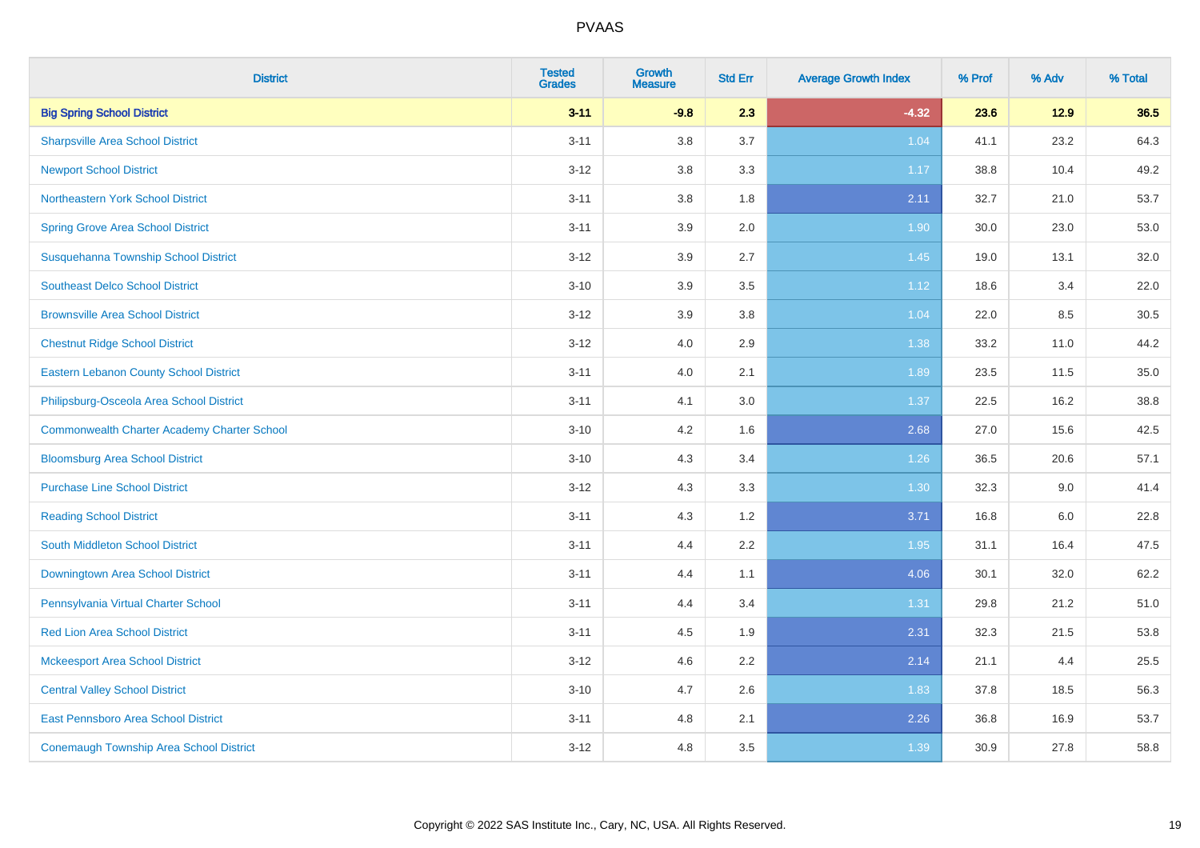# PVAAS

| District | Tested Grades | Growth Measure | Std Err | Average Growth Index | % Prof | % Adv | % Total |
|---|---|---|---|---|---|---|---|
| **Big Spring School District** | **3-11** | **-9.8** | **2.3** | **-4.32** | **23.6** | **12.9** | **36.5** |
| Sharpsville Area School District | 3-11 | 3.8 | 3.7 | 1.04 | 41.1 | 23.2 | 64.3 |
| Newport School District | 3-12 | 3.8 | 3.3 | 1.17 | 38.8 | 10.4 | 49.2 |
| Northeastern York School District | 3-11 | 3.8 | 1.8 | 2.11 | 32.7 | 21.0 | 53.7 |
| Spring Grove Area School District | 3-11 | 3.9 | 2.0 | 1.90 | 30.0 | 23.0 | 53.0 |
| Susquehanna Township School District | 3-12 | 3.9 | 2.7 | 1.45 | 19.0 | 13.1 | 32.0 |
| Southeast Delco School District | 3-10 | 3.9 | 3.5 | 1.12 | 18.6 | 3.4 | 22.0 |
| Brownsville Area School District | 3-12 | 3.9 | 3.8 | 1.04 | 22.0 | 8.5 | 30.5 |
| Chestnut Ridge School District | 3-12 | 4.0 | 2.9 | 1.38 | 33.2 | 11.0 | 44.2 |
| Eastern Lebanon County School District | 3-11 | 4.0 | 2.1 | 1.89 | 23.5 | 11.5 | 35.0 |
| Philipsburg-Osceola Area School District | 3-11 | 4.1 | 3.0 | 1.37 | 22.5 | 16.2 | 38.8 |
| Commonwealth Charter Academy Charter School | 3-10 | 4.2 | 1.6 | 2.68 | 27.0 | 15.6 | 42.5 |
| Bloomsburg Area School District | 3-10 | 4.3 | 3.4 | 1.26 | 36.5 | 20.6 | 57.1 |
| Purchase Line School District | 3-12 | 4.3 | 3.3 | 1.30 | 32.3 | 9.0 | 41.4 |
| Reading School District | 3-11 | 4.3 | 1.2 | 3.71 | 16.8 | 6.0 | 22.8 |
| South Middleton School District | 3-11 | 4.4 | 2.2 | 1.95 | 31.1 | 16.4 | 47.5 |
| Downingtown Area School District | 3-11 | 4.4 | 1.1 | 4.06 | 30.1 | 32.0 | 62.2 |
| Pennsylvania Virtual Charter School | 3-11 | 4.4 | 3.4 | 1.31 | 29.8 | 21.2 | 51.0 |
| Red Lion Area School District | 3-11 | 4.5 | 1.9 | 2.31 | 32.3 | 21.5 | 53.8 |
| Mckeesport Area School District | 3-12 | 4.6 | 2.2 | 2.14 | 21.1 | 4.4 | 25.5 |
| Central Valley School District | 3-10 | 4.7 | 2.6 | 1.83 | 37.8 | 18.5 | 56.3 |
| East Pennsboro Area School District | 3-11 | 4.8 | 2.1 | 2.26 | 36.8 | 16.9 | 53.7 |
| Conemaugh Township Area School District | 3-12 | 4.8 | 3.5 | 1.39 | 30.9 | 27.8 | 58.8 |

Copyright © 2022 SAS Institute Inc., Cary, NC, USA. All Rights Reserved.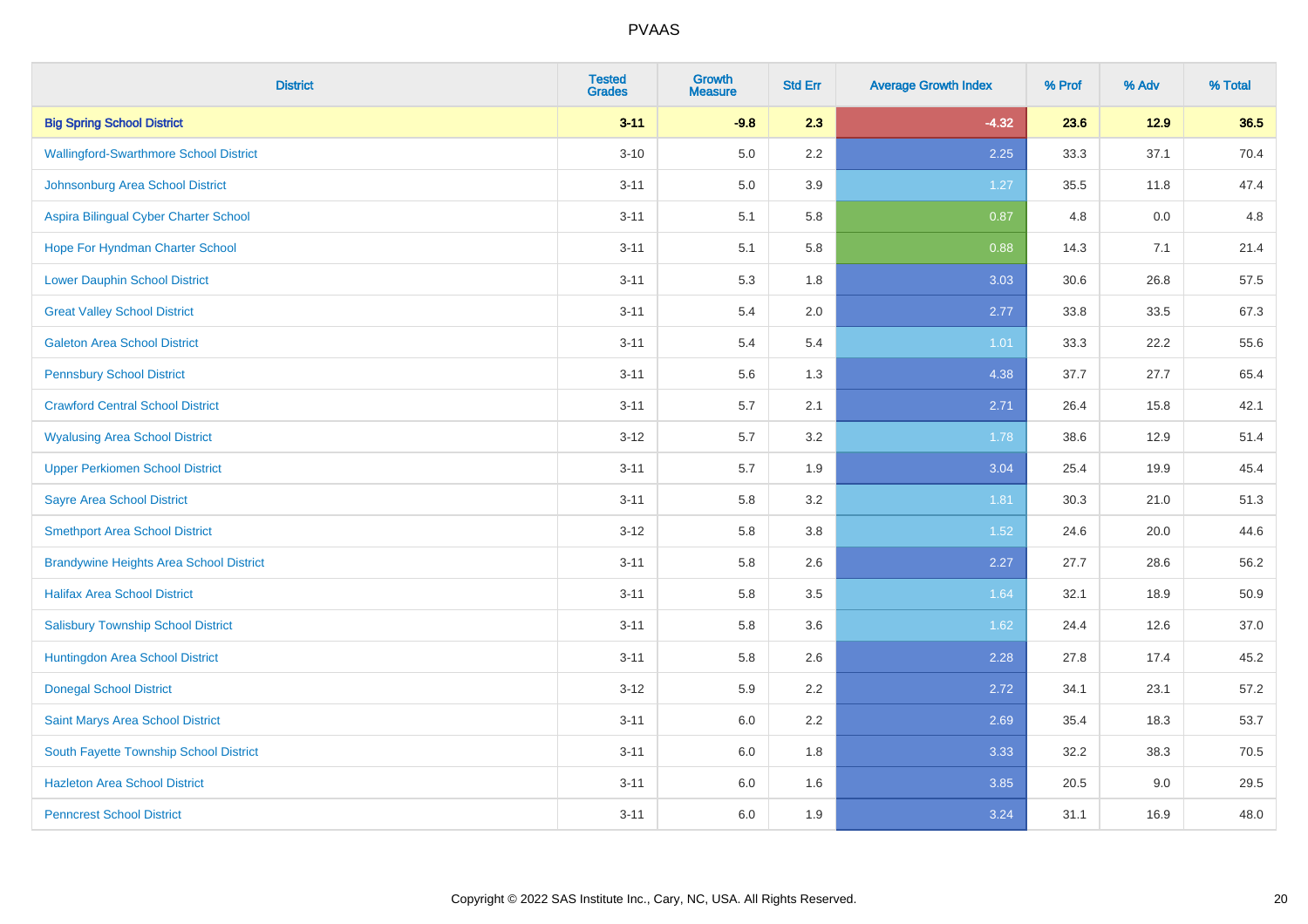PVAAS

| District | Tested Grades | Growth Measure | Std Err | Average Growth Index | % Prof | % Adv | % Total |
|---|---|---|---|---|---|---|---|
| **Big Spring School District** | **3-11** | **-9.8** | **2.3** | **-4.32** | **23.6** | **12.9** | **36.5** |
| Wallingford-Swarthmore School District | 3-10 | 5.0 | 2.2 | 2.25 | 33.3 | 37.1 | 70.4 |
| Johnsonburg Area School District | 3-11 | 5.0 | 3.9 | 1.27 | 35.5 | 11.8 | 47.4 |
| Aspira Bilingual Cyber Charter School | 3-11 | 5.1 | 5.8 | 0.87 | 4.8 | 0.0 | 4.8 |
| Hope For Hyndman Charter School | 3-11 | 5.1 | 5.8 | 0.88 | 14.3 | 7.1 | 21.4 |
| Lower Dauphin School District | 3-11 | 5.3 | 1.8 | 3.03 | 30.6 | 26.8 | 57.5 |
| Great Valley School District | 3-11 | 5.4 | 2.0 | 2.77 | 33.8 | 33.5 | 67.3 |
| Galeton Area School District | 3-11 | 5.4 | 5.4 | 1.01 | 33.3 | 22.2 | 55.6 |
| Pennsbury School District | 3-11 | 5.6 | 1.3 | 4.38 | 37.7 | 27.7 | 65.4 |
| Crawford Central School District | 3-11 | 5.7 | 2.1 | 2.71 | 26.4 | 15.8 | 42.1 |
| Wyalusing Area School District | 3-12 | 5.7 | 3.2 | 1.78 | 38.6 | 12.9 | 51.4 |
| Upper Perkiomen School District | 3-11 | 5.7 | 1.9 | 3.04 | 25.4 | 19.9 | 45.4 |
| Sayre Area School District | 3-11 | 5.8 | 3.2 | 1.81 | 30.3 | 21.0 | 51.3 |
| Smethport Area School District | 3-12 | 5.8 | 3.8 | 1.52 | 24.6 | 20.0 | 44.6 |
| Brandywine Heights Area School District | 3-11 | 5.8 | 2.6 | 2.27 | 27.7 | 28.6 | 56.2 |
| Halifax Area School District | 3-11 | 5.8 | 3.5 | 1.64 | 32.1 | 18.9 | 50.9 |
| Salisbury Township School District | 3-11 | 5.8 | 3.6 | 1.62 | 24.4 | 12.6 | 37.0 |
| Huntingdon Area School District | 3-11 | 5.8 | 2.6 | 2.28 | 27.8 | 17.4 | 45.2 |
| Donegal School District | 3-12 | 5.9 | 2.2 | 2.72 | 34.1 | 23.1 | 57.2 |
| Saint Marys Area School District | 3-11 | 6.0 | 2.2 | 2.69 | 35.4 | 18.3 | 53.7 |
| South Fayette Township School District | 3-11 | 6.0 | 1.8 | 3.33 | 32.2 | 38.3 | 70.5 |
| Hazleton Area School District | 3-11 | 6.0 | 1.6 | 3.85 | 20.5 | 9.0 | 29.5 |
| Penncrest School District | 3-11 | 6.0 | 1.9 | 3.24 | 31.1 | 16.9 | 48.0 |

Copyright © 2022 SAS Institute Inc., Cary, NC, USA. All Rights Reserved.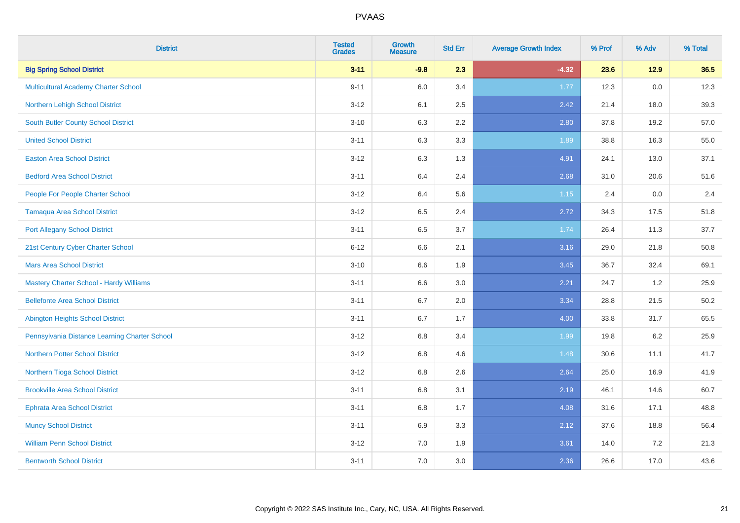PVAAS

| District | Tested Grades | Growth Measure | Std Err | Average Growth Index | % Prof | % Adv | % Total |
|---|---|---|---|---|---|---|---|
| **Big Spring School District** | **3-11** | **-9.8** | **2.3** | **-4.32** | **23.6** | **12.9** | **36.5** |
| Multicultural Academy Charter School | 9-11 | 6.0 | 3.4 | 1.77 | 12.3 | 0.0 | 12.3 |
| Northern Lehigh School District | 3-12 | 6.1 | 2.5 | 2.42 | 21.4 | 18.0 | 39.3 |
| South Butler County School District | 3-10 | 6.3 | 2.2 | 2.80 | 37.8 | 19.2 | 57.0 |
| United School District | 3-11 | 6.3 | 3.3 | 1.89 | 38.8 | 16.3 | 55.0 |
| Easton Area School District | 3-12 | 6.3 | 1.3 | 4.91 | 24.1 | 13.0 | 37.1 |
| Bedford Area School District | 3-11 | 6.4 | 2.4 | 2.68 | 31.0 | 20.6 | 51.6 |
| People For People Charter School | 3-12 | 6.4 | 5.6 | 1.15 | 2.4 | 0.0 | 2.4 |
| Tamaqua Area School District | 3-12 | 6.5 | 2.4 | 2.72 | 34.3 | 17.5 | 51.8 |
| Port Allegany School District | 3-11 | 6.5 | 3.7 | 1.74 | 26.4 | 11.3 | 37.7 |
| 21st Century Cyber Charter School | 6-12 | 6.6 | 2.1 | 3.16 | 29.0 | 21.8 | 50.8 |
| Mars Area School District | 3-10 | 6.6 | 1.9 | 3.45 | 36.7 | 32.4 | 69.1 |
| Mastery Charter School - Hardy Williams | 3-11 | 6.6 | 3.0 | 2.21 | 24.7 | 1.2 | 25.9 |
| Bellefonte Area School District | 3-11 | 6.7 | 2.0 | 3.34 | 28.8 | 21.5 | 50.2 |
| Abington Heights School District | 3-11 | 6.7 | 1.7 | 4.00 | 33.8 | 31.7 | 65.5 |
| Pennsylvania Distance Learning Charter School | 3-12 | 6.8 | 3.4 | 1.99 | 19.8 | 6.2 | 25.9 |
| Northern Potter School District | 3-12 | 6.8 | 4.6 | 1.48 | 30.6 | 11.1 | 41.7 |
| Northern Tioga School District | 3-12 | 6.8 | 2.6 | 2.64 | 25.0 | 16.9 | 41.9 |
| Brookville Area School District | 3-11 | 6.8 | 3.1 | 2.19 | 46.1 | 14.6 | 60.7 |
| Ephrata Area School District | 3-11 | 6.8 | 1.7 | 4.08 | 31.6 | 17.1 | 48.8 |
| Muncy School District | 3-11 | 6.9 | 3.3 | 2.12 | 37.6 | 18.8 | 56.4 |
| William Penn School District | 3-12 | 7.0 | 1.9 | 3.61 | 14.0 | 7.2 | 21.3 |
| Bentworth School District | 3-11 | 7.0 | 3.0 | 2.36 | 26.6 | 17.0 | 43.6 |

Copyright © 2022 SAS Institute Inc., Cary, NC, USA. All Rights Reserved.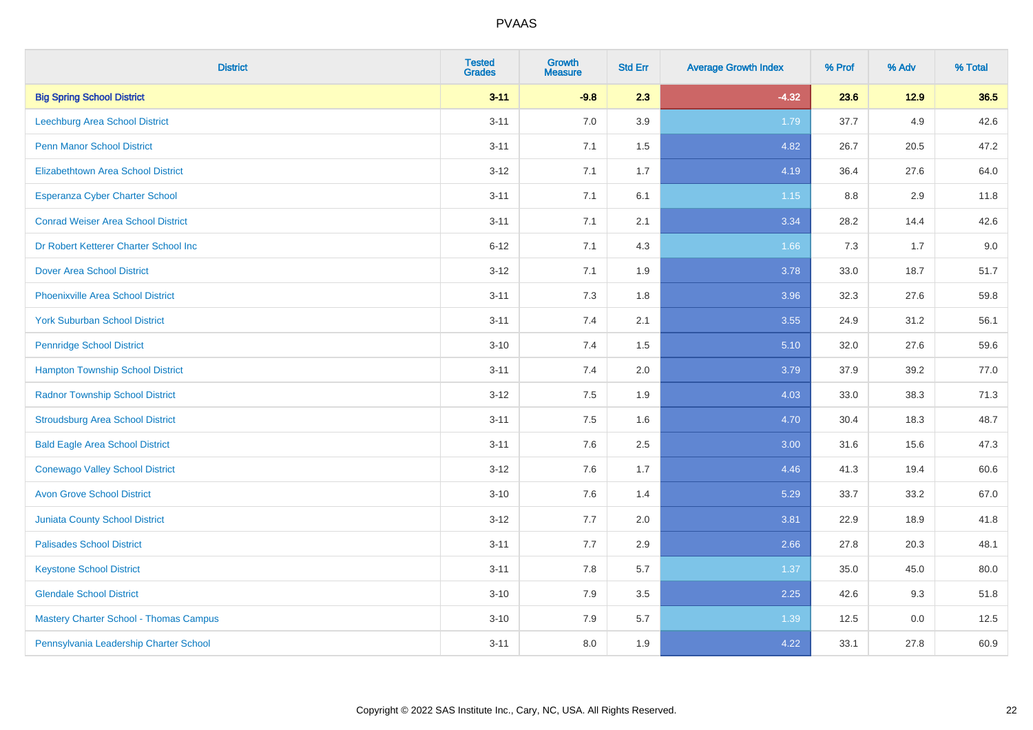PVAAS

| District | Tested Grades | Growth Measure | Std Err | Average Growth Index | % Prof | % Adv | % Total |
|---|---|---|---|---|---|---|---|
| **Big Spring School District** | **3-11** | **-9.8** | **2.3** | **-4.32** | **23.6** | **12.9** | **36.5** |
| Leechburg Area School District | 3-11 | 7.0 | 3.9 | 1.79 | 37.7 | 4.9 | 42.6 |
| Penn Manor School District | 3-11 | 7.1 | 1.5 | 4.82 | 26.7 | 20.5 | 47.2 |
| Elizabethtown Area School District | 3-12 | 7.1 | 1.7 | 4.19 | 36.4 | 27.6 | 64.0 |
| Esperanza Cyber Charter School | 3-11 | 7.1 | 6.1 | 1.15 | 8.8 | 2.9 | 11.8 |
| Conrad Weiser Area School District | 3-11 | 7.1 | 2.1 | 3.34 | 28.2 | 14.4 | 42.6 |
| Dr Robert Ketterer Charter School Inc | 6-12 | 7.1 | 4.3 | 1.66 | 7.3 | 1.7 | 9.0 |
| Dover Area School District | 3-12 | 7.1 | 1.9 | 3.78 | 33.0 | 18.7 | 51.7 |
| Phoenixville Area School District | 3-11 | 7.3 | 1.8 | 3.96 | 32.3 | 27.6 | 59.8 |
| York Suburban School District | 3-11 | 7.4 | 2.1 | 3.55 | 24.9 | 31.2 | 56.1 |
| Pennridge School District | 3-10 | 7.4 | 1.5 | 5.10 | 32.0 | 27.6 | 59.6 |
| Hampton Township School District | 3-11 | 7.4 | 2.0 | 3.79 | 37.9 | 39.2 | 77.0 |
| Radnor Township School District | 3-12 | 7.5 | 1.9 | 4.03 | 33.0 | 38.3 | 71.3 |
| Stroudsburg Area School District | 3-11 | 7.5 | 1.6 | 4.70 | 30.4 | 18.3 | 48.7 |
| Bald Eagle Area School District | 3-11 | 7.6 | 2.5 | 3.00 | 31.6 | 15.6 | 47.3 |
| Conewago Valley School District | 3-12 | 7.6 | 1.7 | 4.46 | 41.3 | 19.4 | 60.6 |
| Avon Grove School District | 3-10 | 7.6 | 1.4 | 5.29 | 33.7 | 33.2 | 67.0 |
| Juniata County School District | 3-12 | 7.7 | 2.0 | 3.81 | 22.9 | 18.9 | 41.8 |
| Palisades School District | 3-11 | 7.7 | 2.9 | 2.66 | 27.8 | 20.3 | 48.1 |
| Keystone School District | 3-11 | 7.8 | 5.7 | 1.37 | 35.0 | 45.0 | 80.0 |
| Glendale School District | 3-10 | 7.9 | 3.5 | 2.25 | 42.6 | 9.3 | 51.8 |
| Mastery Charter School - Thomas Campus | 3-10 | 7.9 | 5.7 | 1.39 | 12.5 | 0.0 | 12.5 |
| Pennsylvania Leadership Charter School | 3-11 | 8.0 | 1.9 | 4.22 | 33.1 | 27.8 | 60.9 |

Copyright © 2022 SAS Institute Inc., Cary, NC, USA. All Rights Reserved.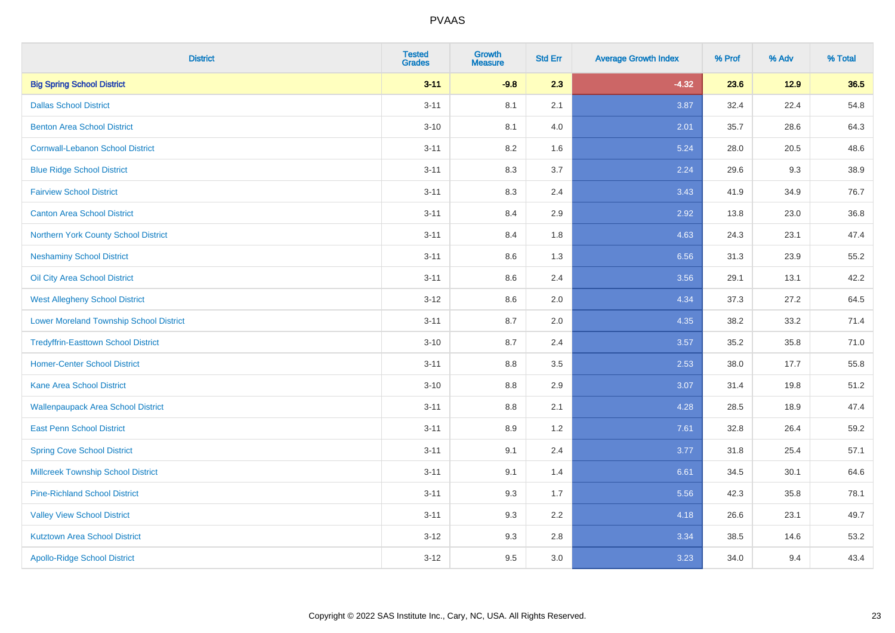PVAAS

| District | Tested Grades | Growth Measure | Std Err | Average Growth Index | % Prof | % Adv | % Total |
|---|---|---|---|---|---|---|---|
| **Big Spring School District** | **3-11** | **-9.8** | **2.3** | **-4.32** | **23.6** | **12.9** | **36.5** |
| Dallas School District | 3-11 | 8.1 | 2.1 | 3.87 | 32.4 | 22.4 | 54.8 |
| Benton Area School District | 3-10 | 8.1 | 4.0 | 2.01 | 35.7 | 28.6 | 64.3 |
| Cornwall-Lebanon School District | 3-11 | 8.2 | 1.6 | 5.24 | 28.0 | 20.5 | 48.6 |
| Blue Ridge School District | 3-11 | 8.3 | 3.7 | 2.24 | 29.6 | 9.3 | 38.9 |
| Fairview School District | 3-11 | 8.3 | 2.4 | 3.43 | 41.9 | 34.9 | 76.7 |
| Canton Area School District | 3-11 | 8.4 | 2.9 | 2.92 | 13.8 | 23.0 | 36.8 |
| Northern York County School District | 3-11 | 8.4 | 1.8 | 4.63 | 24.3 | 23.1 | 47.4 |
| Neshaminy School District | 3-11 | 8.6 | 1.3 | 6.56 | 31.3 | 23.9 | 55.2 |
| Oil City Area School District | 3-11 | 8.6 | 2.4 | 3.56 | 29.1 | 13.1 | 42.2 |
| West Allegheny School District | 3-12 | 8.6 | 2.0 | 4.34 | 37.3 | 27.2 | 64.5 |
| Lower Moreland Township School District | 3-11 | 8.7 | 2.0 | 4.35 | 38.2 | 33.2 | 71.4 |
| Tredyffrin-Easttown School District | 3-10 | 8.7 | 2.4 | 3.57 | 35.2 | 35.8 | 71.0 |
| Homer-Center School District | 3-11 | 8.8 | 3.5 | 2.53 | 38.0 | 17.7 | 55.8 |
| Kane Area School District | 3-10 | 8.8 | 2.9 | 3.07 | 31.4 | 19.8 | 51.2 |
| Wallenpaupack Area School District | 3-11 | 8.8 | 2.1 | 4.28 | 28.5 | 18.9 | 47.4 |
| East Penn School District | 3-11 | 8.9 | 1.2 | 7.61 | 32.8 | 26.4 | 59.2 |
| Spring Cove School District | 3-11 | 9.1 | 2.4 | 3.77 | 31.8 | 25.4 | 57.1 |
| Millcreek Township School District | 3-11 | 9.1 | 1.4 | 6.61 | 34.5 | 30.1 | 64.6 |
| Pine-Richland School District | 3-11 | 9.3 | 1.7 | 5.56 | 42.3 | 35.8 | 78.1 |
| Valley View School District | 3-11 | 9.3 | 2.2 | 4.18 | 26.6 | 23.1 | 49.7 |
| Kutztown Area School District | 3-12 | 9.3 | 2.8 | 3.34 | 38.5 | 14.6 | 53.2 |
| Apollo-Ridge School District | 3-12 | 9.5 | 3.0 | 3.23 | 34.0 | 9.4 | 43.4 |

Copyright © 2022 SAS Institute Inc., Cary, NC, USA. All Rights Reserved.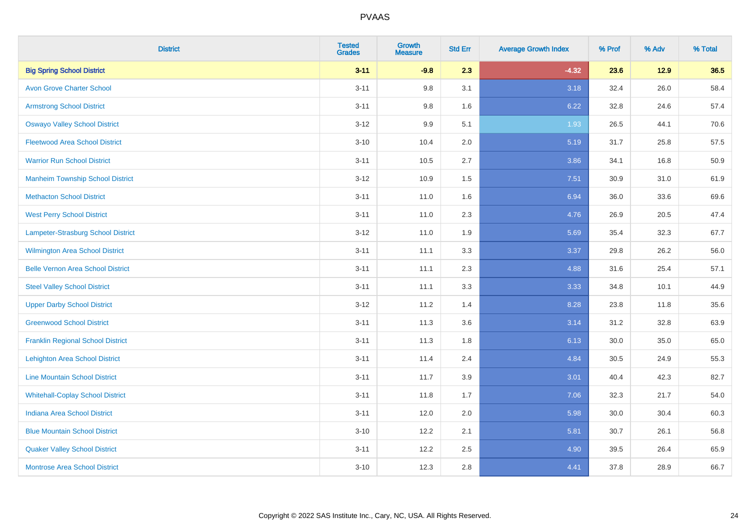# PVAAS

| District | Tested Grades | Growth Measure | Std Err | Average Growth Index | % Prof | % Adv | % Total |
|---|---|---|---|---|---|---|---|
| **Big Spring School District** | **3-11** | **-9.8** | **2.3** | **-4.32** | **23.6** | **12.9** | **36.5** |
| Avon Grove Charter School | 3-11 | 9.8 | 3.1 | 3.18 | 32.4 | 26.0 | 58.4 |
| Armstrong School District | 3-11 | 9.8 | 1.6 | 6.22 | 32.8 | 24.6 | 57.4 |
| Oswayo Valley School District | 3-12 | 9.9 | 5.1 | 1.93 | 26.5 | 44.1 | 70.6 |
| Fleetwood Area School District | 3-10 | 10.4 | 2.0 | 5.19 | 31.7 | 25.8 | 57.5 |
| Warrior Run School District | 3-11 | 10.5 | 2.7 | 3.86 | 34.1 | 16.8 | 50.9 |
| Manheim Township School District | 3-12 | 10.9 | 1.5 | 7.51 | 30.9 | 31.0 | 61.9 |
| Methacton School District | 3-11 | 11.0 | 1.6 | 6.94 | 36.0 | 33.6 | 69.6 |
| West Perry School District | 3-11 | 11.0 | 2.3 | 4.76 | 26.9 | 20.5 | 47.4 |
| Lampeter-Strasburg School District | 3-12 | 11.0 | 1.9 | 5.69 | 35.4 | 32.3 | 67.7 |
| Wilmington Area School District | 3-11 | 11.1 | 3.3 | 3.37 | 29.8 | 26.2 | 56.0 |
| Belle Vernon Area School District | 3-11 | 11.1 | 2.3 | 4.88 | 31.6 | 25.4 | 57.1 |
| Steel Valley School District | 3-11 | 11.1 | 3.3 | 3.33 | 34.8 | 10.1 | 44.9 |
| Upper Darby School District | 3-12 | 11.2 | 1.4 | 8.28 | 23.8 | 11.8 | 35.6 |
| Greenwood School District | 3-11 | 11.3 | 3.6 | 3.14 | 31.2 | 32.8 | 63.9 |
| Franklin Regional School District | 3-11 | 11.3 | 1.8 | 6.13 | 30.0 | 35.0 | 65.0 |
| Lehighton Area School District | 3-11 | 11.4 | 2.4 | 4.84 | 30.5 | 24.9 | 55.3 |
| Line Mountain School District | 3-11 | 11.7 | 3.9 | 3.01 | 40.4 | 42.3 | 82.7 |
| Whitehall-Coplay School District | 3-11 | 11.8 | 1.7 | 7.06 | 32.3 | 21.7 | 54.0 |
| Indiana Area School District | 3-11 | 12.0 | 2.0 | 5.98 | 30.0 | 30.4 | 60.3 |
| Blue Mountain School District | 3-10 | 12.2 | 2.1 | 5.81 | 30.7 | 26.1 | 56.8 |
| Quaker Valley School District | 3-11 | 12.2 | 2.5 | 4.90 | 39.5 | 26.4 | 65.9 |
| Montrose Area School District | 3-10 | 12.3 | 2.8 | 4.41 | 37.8 | 28.9 | 66.7 |

Copyright © 2022 SAS Institute Inc., Cary, NC, USA. All Rights Reserved.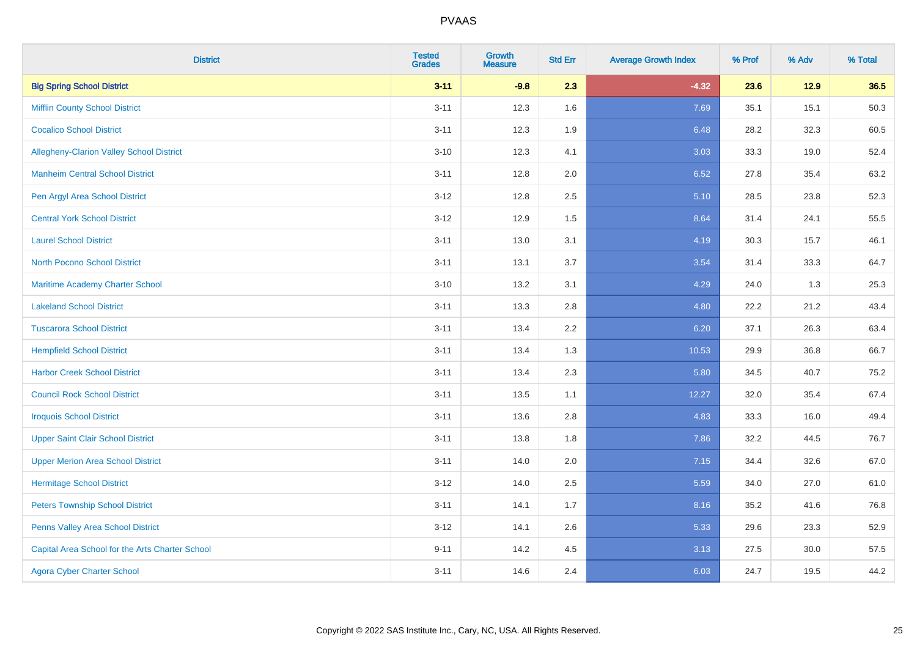| District | Tested Grades | Growth Measure | Std Err | Average Growth Index | % Prof | % Adv | % Total |
|---|---|---|---|---|---|---|---|
| **Big Spring School District** | **3-11** | **-9.8** | **2.3** | **-4.32** | **23.6** | **12.9** | **36.5** |
| Mifflin County School District | 3-11 | 12.3 | 1.6 | 7.69 | 35.1 | 15.1 | 50.3 |
| Cocalico School District | 3-11 | 12.3 | 1.9 | 6.48 | 28.2 | 32.3 | 60.5 |
| Allegheny-Clarion Valley School District | 3-10 | 12.3 | 4.1 | 3.03 | 33.3 | 19.0 | 52.4 |
| Manheim Central School District | 3-11 | 12.8 | 2.0 | 6.52 | 27.8 | 35.4 | 63.2 |
| Pen Argyl Area School District | 3-12 | 12.8 | 2.5 | 5.10 | 28.5 | 23.8 | 52.3 |
| Central York School District | 3-12 | 12.9 | 1.5 | 8.64 | 31.4 | 24.1 | 55.5 |
| Laurel School District | 3-11 | 13.0 | 3.1 | 4.19 | 30.3 | 15.7 | 46.1 |
| North Pocono School District | 3-11 | 13.1 | 3.7 | 3.54 | 31.4 | 33.3 | 64.7 |
| Maritime Academy Charter School | 3-10 | 13.2 | 3.1 | 4.29 | 24.0 | 1.3 | 25.3 |
| Lakeland School District | 3-11 | 13.3 | 2.8 | 4.80 | 22.2 | 21.2 | 43.4 |
| Tuscarora School District | 3-11 | 13.4 | 2.2 | 6.20 | 37.1 | 26.3 | 63.4 |
| Hempfield School District | 3-11 | 13.4 | 1.3 | 10.53 | 29.9 | 36.8 | 66.7 |
| Harbor Creek School District | 3-11 | 13.4 | 2.3 | 5.80 | 34.5 | 40.7 | 75.2 |
| Council Rock School District | 3-11 | 13.5 | 1.1 | 12.27 | 32.0 | 35.4 | 67.4 |
| Iroquois School District | 3-11 | 13.6 | 2.8 | 4.83 | 33.3 | 16.0 | 49.4 |
| Upper Saint Clair School District | 3-11 | 13.8 | 1.8 | 7.86 | 32.2 | 44.5 | 76.7 |
| Upper Merion Area School District | 3-11 | 14.0 | 2.0 | 7.15 | 34.4 | 32.6 | 67.0 |
| Hermitage School District | 3-12 | 14.0 | 2.5 | 5.59 | 34.0 | 27.0 | 61.0 |
| Peters Township School District | 3-11 | 14.1 | 1.7 | 8.16 | 35.2 | 41.6 | 76.8 |
| Penns Valley Area School District | 3-12 | 14.1 | 2.6 | 5.33 | 29.6 | 23.3 | 52.9 |
| Capital Area School for the Arts Charter School | 9-11 | 14.2 | 4.5 | 3.13 | 27.5 | 30.0 | 57.5 |
| Agora Cyber Charter School | 3-11 | 14.6 | 2.4 | 6.03 | 24.7 | 19.5 | 44.2 |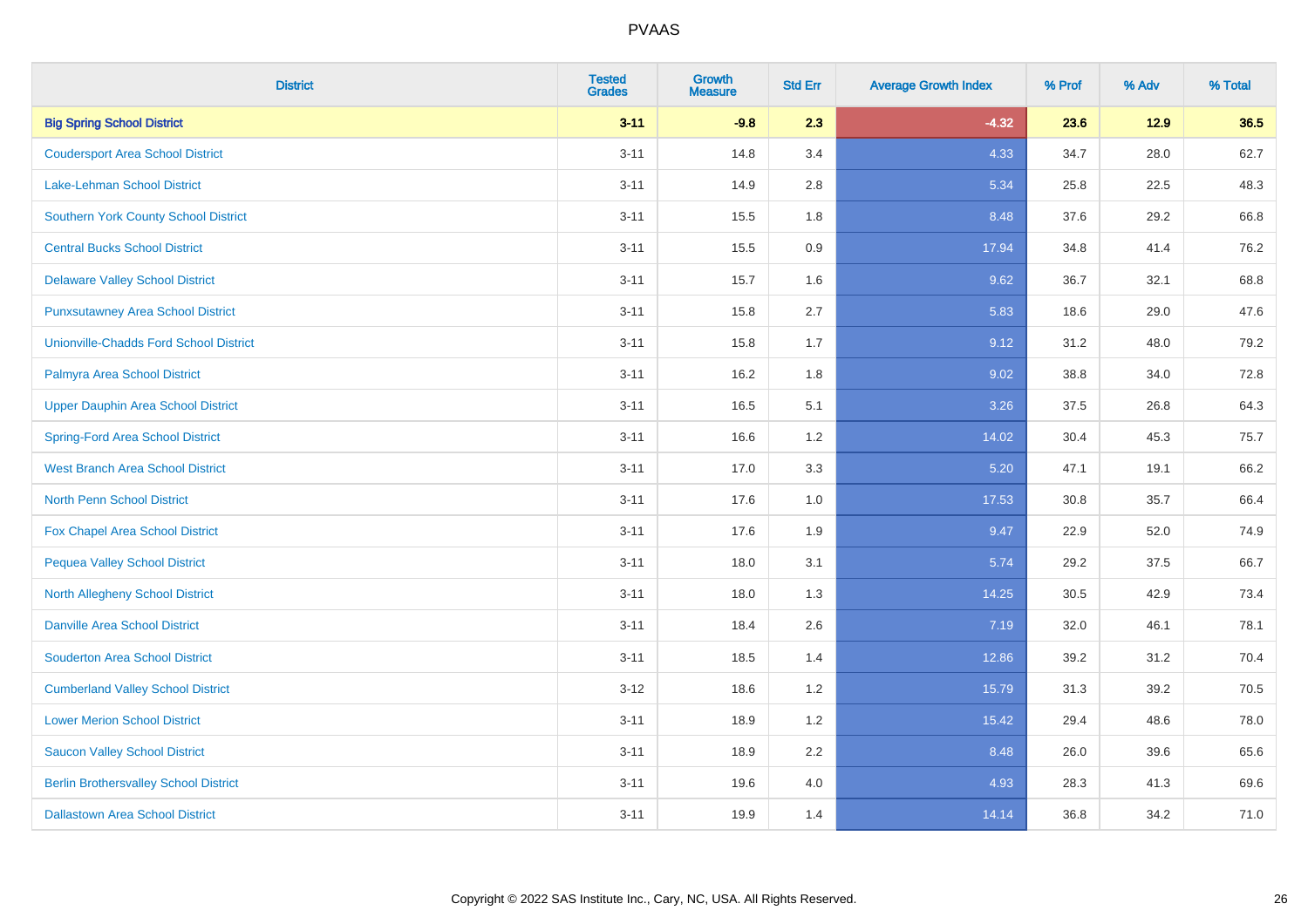# PVAAS

| District | Tested Grades | Growth Measure | Std Err | Average Growth Index | % Prof | % Adv | % Total |
|---|---|---|---|---|---|---|---|
| **Big Spring School District** | **3-11** | **-9.8** | **2.3** | **-4.32** | **23.6** | **12.9** | **36.5** |
| Coudersport Area School District | 3-11 | 14.8 | 3.4 | 4.33 | 34.7 | 28.0 | 62.7 |
| Lake-Lehman School District | 3-11 | 14.9 | 2.8 | 5.34 | 25.8 | 22.5 | 48.3 |
| Southern York County School District | 3-11 | 15.5 | 1.8 | 8.48 | 37.6 | 29.2 | 66.8 |
| Central Bucks School District | 3-11 | 15.5 | 0.9 | 17.94 | 34.8 | 41.4 | 76.2 |
| Delaware Valley School District | 3-11 | 15.7 | 1.6 | 9.62 | 36.7 | 32.1 | 68.8 |
| Punxsutawney Area School District | 3-11 | 15.8 | 2.7 | 5.83 | 18.6 | 29.0 | 47.6 |
| Unionville-Chadds Ford School District | 3-11 | 15.8 | 1.7 | 9.12 | 31.2 | 48.0 | 79.2 |
| Palmyra Area School District | 3-11 | 16.2 | 1.8 | 9.02 | 38.8 | 34.0 | 72.8 |
| Upper Dauphin Area School District | 3-11 | 16.5 | 5.1 | 3.26 | 37.5 | 26.8 | 64.3 |
| Spring-Ford Area School District | 3-11 | 16.6 | 1.2 | 14.02 | 30.4 | 45.3 | 75.7 |
| West Branch Area School District | 3-11 | 17.0 | 3.3 | 5.20 | 47.1 | 19.1 | 66.2 |
| North Penn School District | 3-11 | 17.6 | 1.0 | 17.53 | 30.8 | 35.7 | 66.4 |
| Fox Chapel Area School District | 3-11 | 17.6 | 1.9 | 9.47 | 22.9 | 52.0 | 74.9 |
| Pequea Valley School District | 3-11 | 18.0 | 3.1 | 5.74 | 29.2 | 37.5 | 66.7 |
| North Allegheny School District | 3-11 | 18.0 | 1.3 | 14.25 | 30.5 | 42.9 | 73.4 |
| Danville Area School District | 3-11 | 18.4 | 2.6 | 7.19 | 32.0 | 46.1 | 78.1 |
| Souderton Area School District | 3-11 | 18.5 | 1.4 | 12.86 | 39.2 | 31.2 | 70.4 |
| Cumberland Valley School District | 3-12 | 18.6 | 1.2 | 15.79 | 31.3 | 39.2 | 70.5 |
| Lower Merion School District | 3-11 | 18.9 | 1.2 | 15.42 | 29.4 | 48.6 | 78.0 |
| Saucon Valley School District | 3-11 | 18.9 | 2.2 | 8.48 | 26.0 | 39.6 | 65.6 |
| Berlin Brothersvalley School District | 3-11 | 19.6 | 4.0 | 4.93 | 28.3 | 41.3 | 69.6 |
| Dallastown Area School District | 3-11 | 19.9 | 1.4 | 14.14 | 36.8 | 34.2 | 71.0 |

Copyright © 2022 SAS Institute Inc., Cary, NC, USA. All Rights Reserved.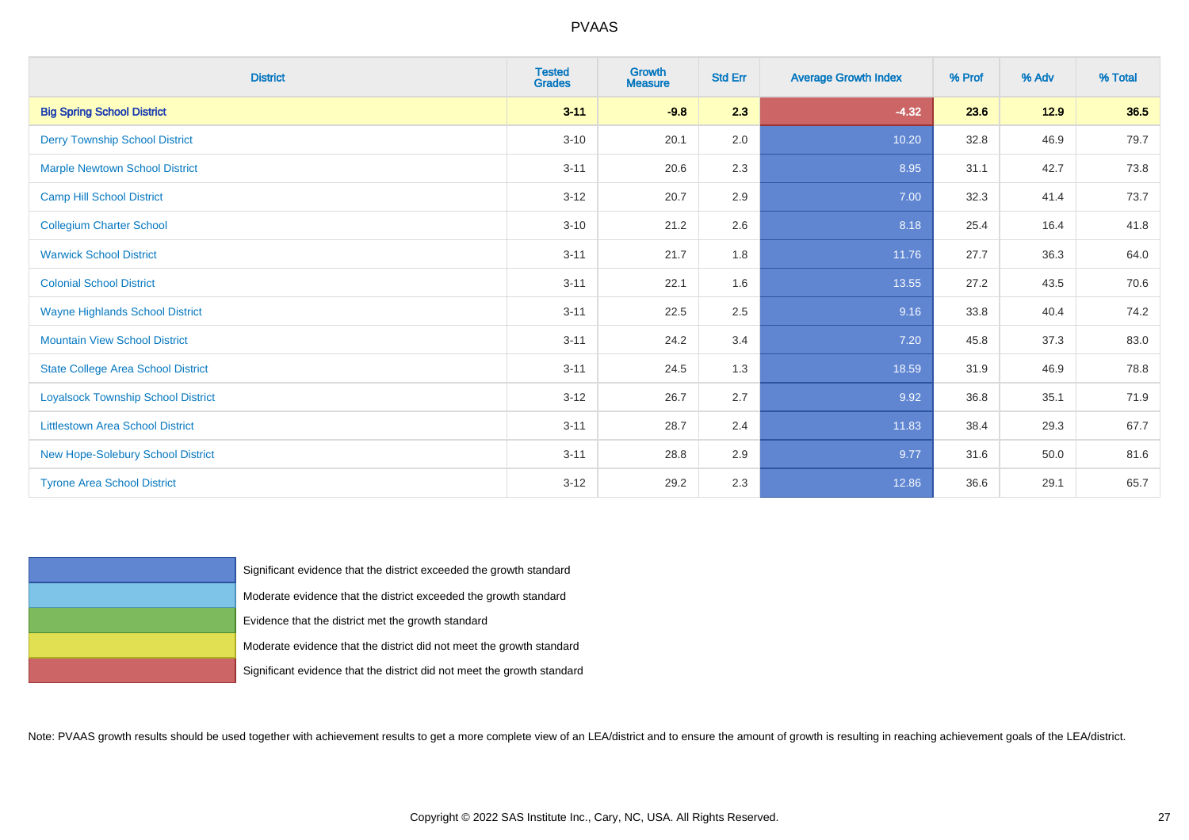# PVAAS

| District | Tested Grades | Growth Measure | Std Err | Average Growth Index | % Prof | % Adv | % Total |
|---|---|---|---|---|---|---|---|
| **Big Spring School District** | **3-11** | **-9.8** | **2.3** | **-4.32** | **23.6** | **12.9** | **36.5** |
| Derry Township School District | 3-10 | 20.1 | 2.0 | 10.20 | 32.8 | 46.9 | 79.7 |
| Marple Newtown School District | 3-11 | 20.6 | 2.3 | 8.95 | 31.1 | 42.7 | 73.8 |
| Camp Hill School District | 3-12 | 20.7 | 2.9 | 7.00 | 32.3 | 41.4 | 73.7 |
| Collegium Charter School | 3-10 | 21.2 | 2.6 | 8.18 | 25.4 | 16.4 | 41.8 |
| Warwick School District | 3-11 | 21.7 | 1.8 | 11.76 | 27.7 | 36.3 | 64.0 |
| Colonial School District | 3-11 | 22.1 | 1.6 | 13.55 | 27.2 | 43.5 | 70.6 |
| Wayne Highlands School District | 3-11 | 22.5 | 2.5 | 9.16 | 33.8 | 40.4 | 74.2 |
| Mountain View School District | 3-11 | 24.2 | 3.4 | 7.20 | 45.8 | 37.3 | 83.0 |
| State College Area School District | 3-11 | 24.5 | 1.3 | 18.59 | 31.9 | 46.9 | 78.8 |
| Loyalsock Township School District | 3-12 | 26.7 | 2.7 | 9.92 | 36.8 | 35.1 | 71.9 |
| Littlestown Area School District | 3-11 | 28.7 | 2.4 | 11.83 | 38.4 | 29.3 | 67.7 |
| New Hope-Solebury School District | 3-11 | 28.8 | 2.9 | 9.77 | 31.6 | 50.0 | 81.6 |
| Tyrone Area School District | 3-12 | 29.2 | 2.3 | 12.86 | 36.6 | 29.1 | 65.7 |

- Significant evidence that the district exceeded the growth standard
- Moderate evidence that the district exceeded the growth standard
- Evidence that the district met the growth standard
- Moderate evidence that the district did not meet the growth standard
- Significant evidence that the district did not meet the growth standard

Note: PVAAS growth results should be used together with achievement results to get a more complete view of an LEA/district and to ensure the amount of growth is resulting in reaching achievement goals of the LEA/district.

Copyright © 2022 SAS Institute Inc., Cary, NC, USA. All Rights Reserved.